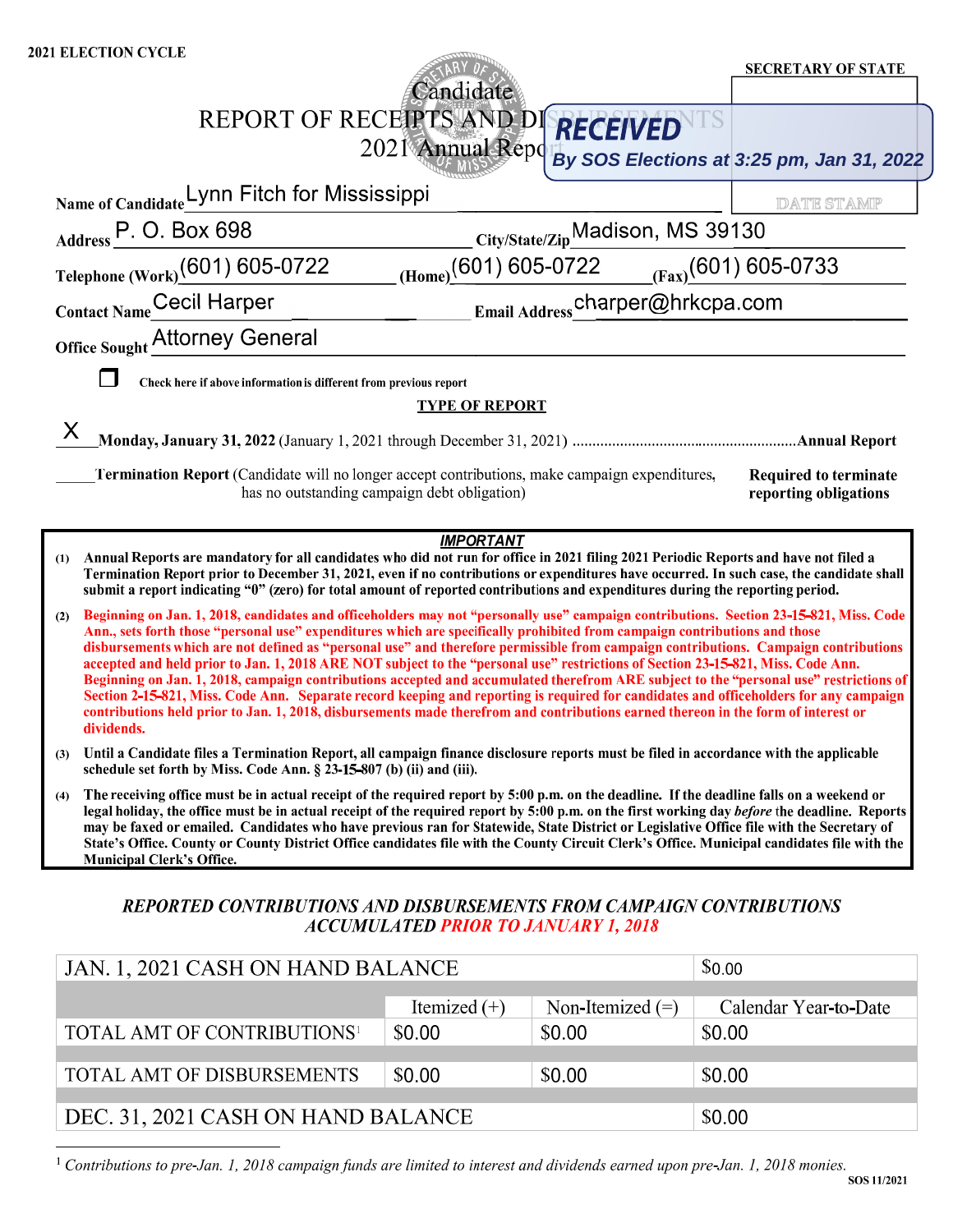**2021 ELECTION CYCLE**

**SECRETARY OF STATE**

# Candidate REPORT OF RECEIPTS AND DISBURSEMENTS
## 2021 Annual Report

**RECEIVED**
By SOS Elections at 3:25 pm, Jan 31, 2022

DATE STAMP

**Name of Candidate** Lynn Fitch for Mississippi

**Address** P. O. Box 698 **City/State/Zip** Madison, MS 39130

**Telephone (Work)** (601) 605-0722 **(Home)** (601) 605-0722 **(Fax)** (601) 605-0733

**Contact Name** Cecil Harper **Email Address** charper@hrkcpa.com

**Office Sought** Attorney General

☐ **Check here if above information is different from previous report**

**TYPE OF REPORT**

X **Monday, January 31, 2022** (January 1, 2021 through December 31, 2021) ........................................................**Annual Report**

_____ **Termination Report** (Candidate will no longer accept contributions, make campaign expenditures, has no outstanding campaign debt obligation) **Required to terminate reporting obligations**

***IMPORTANT***

1. **Annual Reports are mandatory for all candidates who did not run for office in 2021 filing 2021 Periodic Reports and have not filed a Termination Report prior to December 31, 2021, even if no contributions or expenditures have occurred. In such case, the candidate shall submit a report indicating "0" (zero) for total amount of reported contributions and expenditures during the reporting period.**
2. **Beginning on Jan. 1, 2018, candidates and officeholders may not "personally use" campaign contributions. Section 23-15-821, Miss. Code Ann., sets forth those "personal use" expenditures which are specifically prohibited from campaign contributions and those disbursements which are not defined as "personal use" and therefore permissible from campaign contributions. Campaign contributions accepted and held prior to Jan. 1, 2018 ARE NOT subject to the "personal use" restrictions of Section 23-15-821, Miss. Code Ann. Beginning on Jan. 1, 2018, campaign contributions accepted and accumulated therefrom ARE subject to the "personal use" restrictions of Section 2-15-821, Miss. Code Ann. Separate record keeping and reporting is required for candidates and officeholders for any campaign contributions held prior to Jan. 1, 2018, disbursements made therefrom and contributions earned thereon in the form of interest or dividends.**
3. **Until a Candidate files a Termination Report, all campaign finance disclosure reports must be filed in accordance with the applicable schedule set forth by Miss. Code Ann. § 23-15-807 (b) (ii) and (iii).**
4. **The receiving office must be in actual receipt of the required report by 5:00 p.m. on the deadline. If the deadline falls on a weekend or legal holiday, the office must be in actual receipt of the required report by 5:00 p.m. on the first working day *before* the deadline. Reports may be faxed or emailed. Candidates who have previous ran for Statewide, State District or Legislative Office file with the Secretary of State's Office. County or County District Office candidates file with the County Circuit Clerk's Office. Municipal candidates file with the Municipal Clerk's Office.**

***REPORTED CONTRIBUTIONS AND DISBURSEMENTS FROM CAMPAIGN CONTRIBUTIONS ACCUMULATED PRIOR TO JANUARY 1, 2018***

| JAN. 1, 2021 CASH ON HAND BALANCE | | | $0.00 |
|---|---|---|---|
| | Itemized (+) | Non-Itemized (=) | Calendar Year-to-Date |
| TOTAL AMT OF CONTRIBUTIONS[1] | $0.00 | $0.00 | $0.00 |
| TOTAL AMT OF DISBURSEMENTS | $0.00 | $0.00 | $0.00 |
| DEC. 31, 2021 CASH ON HAND BALANCE | | | $0.00 |

[1] *Contributions to pre-Jan. 1, 2018 campaign funds are limited to interest and dividends earned upon pre-Jan. 1, 2018 monies.*

SOS 11/2021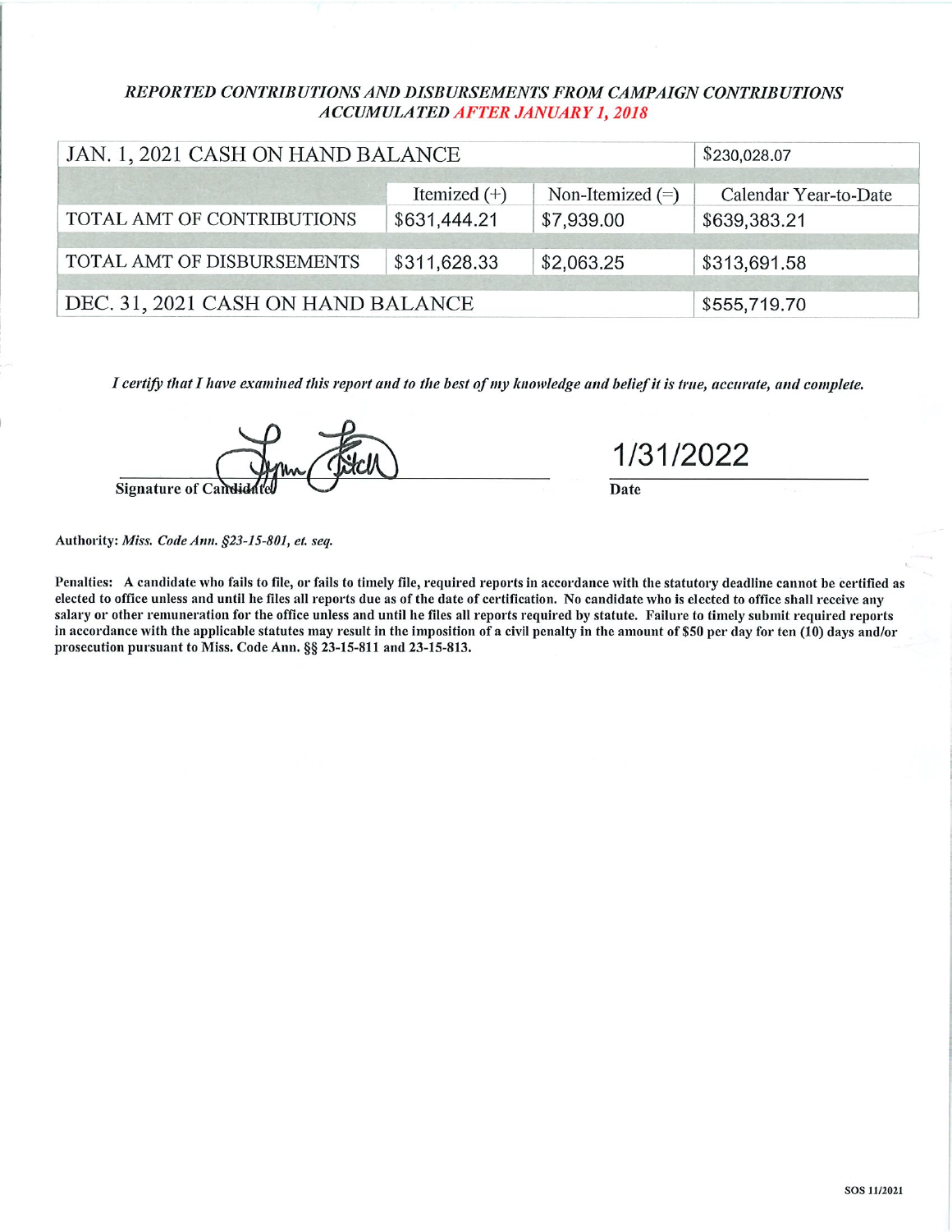### *REPORTED CONTRIBUTIONS AND DISBURSEMENTS FROM CAMPAIGN CONTRIBUTIONS ACCUMULATED AFTER JANUARY 1, 2018*

| JAN. 1, 2021 CASH ON HAND BALANCE | | | $230,028.07 |
|---|---|---|---|
| | Itemized (+) | Non-Itemized (=) | Calendar Year-to-Date |
| TOTAL AMT OF CONTRIBUTIONS | $631,444.21 | $7,939.00 | $639,383.21 |
| TOTAL AMT OF DISBURSEMENTS | $311,628.33 | $2,063.25 | $313,691.58 |
| DEC. 31, 2021 CASH ON HAND BALANCE | | | $555,719.70 |

*I certify that I have examined this report and to the best of my knowledge and belief it is true, accurate, and complete.*

Signature of Candidate: Lynn Fitch

Date: 1/31/2022

**Authority:** *Miss. Code Ann. §23-15-801, et. seq.*

**Penalties: A candidate who fails to file, or fails to timely file, required reports in accordance with the statutory deadline cannot be certified as elected to office unless and until he files all reports due as of the date of certification. No candidate who is elected to office shall receive any salary or other remuneration for the office unless and until he files all reports required by statute. Failure to timely submit required reports in accordance with the applicable statutes may result in the imposition of a civil penalty in the amount of $50 per day for ten (10) days and/or prosecution pursuant to Miss. Code Ann. §§ 23-15-811 and 23-15-813.**

SOS 11/2021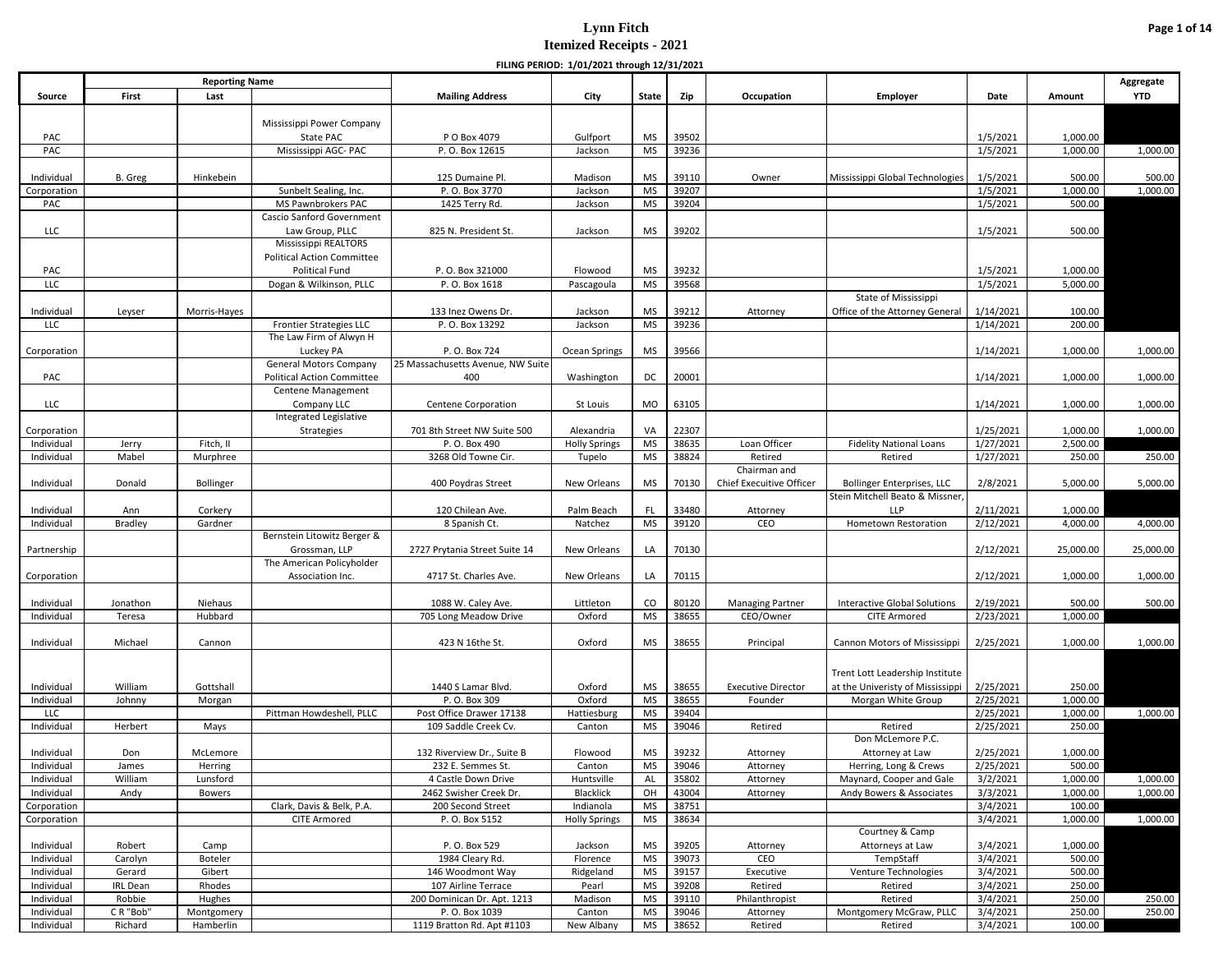# Lynn Fitch

## Itemized Receipts - 2021

**FILING PERIOD: 1/01/2021 through 12/31/2021**

| Source | Reporting Name | | | Mailing Address | City | State | Zip | Occupation | Employer | Date | Amount | Aggregate |
|---|---|---|---|---|---|---|---|---|---|---|---|---|
| | First | Last | | | | | | | | | | YTD |
| PAC | | | Mississippi Power Company State PAC | P O Box 4079 | Gulfport | MS | 39502 | | | 1/5/2021 | 1,000.00 | |
| PAC | | | Mississippi AGC- PAC | P. O. Box 12615 | Jackson | MS | 39236 | | | 1/5/2021 | 1,000.00 | 1,000.00 |
| Individual | B. Greg | Hinkebein | | 125 Dumaine Pl. | Madison | MS | 39110 | Owner | Mississippi Global Technologies | 1/5/2021 | 500.00 | 500.00 |
| Corporation | | | Sunbelt Sealing, Inc. | P. O. Box 3770 | Jackson | MS | 39207 | | | 1/5/2021 | 1,000.00 | 1,000.00 |
| PAC | | | MS Pawnbrokers PAC | 1425 Terry Rd. | Jackson | MS | 39204 | | | 1/5/2021 | 500.00 | |
| LLC | | | Cascio Sanford Government Law Group, PLLC | 825 N. President St. | Jackson | MS | 39202 | | | 1/5/2021 | 500.00 | |
| PAC | | | Mississippi REALTORS Political Action Committee Political Fund | P. O. Box 321000 | Flowood | MS | 39232 | | | 1/5/2021 | 1,000.00 | |
| LLC | | | Dogan & Wilkinson, PLLC | P. O. Box 1618 | Pascagoula | MS | 39568 | | | 1/5/2021 | 5,000.00 | |
| Individual | Leyser | Morris-Hayes | | 133 Inez Owens Dr. | Jackson | MS | 39212 | Attorney | State of Mississippi Office of the Attorney General | 1/14/2021 | 100.00 | |
| LLC | | | Frontier Strategies LLC | P. O. Box 13292 | Jackson | MS | 39236 | | | 1/14/2021 | 200.00 | |
| Corporation | | | The Law Firm of Alwyn H Luckey PA | P. O. Box 724 | Ocean Springs | MS | 39566 | | | 1/14/2021 | 1,000.00 | 1,000.00 |
| PAC | | | General Motors Company Political Action Committee | 25 Massachusetts Avenue, NW Suite 400 | Washington | DC | 20001 | | | 1/14/2021 | 1,000.00 | 1,000.00 |
| LLC | | | Centene Management Company LLC | Centene Corporation | St Louis | MO | 63105 | | | 1/14/2021 | 1,000.00 | 1,000.00 |
| Corporation | | | Integrated Legislative Strategies | 701 8th Street NW Suite 500 | Alexandria | VA | 22307 | | | 1/25/2021 | 1,000.00 | 1,000.00 |
| Individual | Jerry | Fitch, II | | P. O. Box 490 | Holly Springs | MS | 38635 | Loan Officer | Fidelity National Loans | 1/27/2021 | 2,500.00 | |
| Individual | Mabel | Murphree | | 3268 Old Towne Cir. | Tupelo | MS | 38824 | Retired | Retired | 1/27/2021 | 250.00 | 250.00 |
| Individual | Donald | Bollinger | | 400 Poydras Street | New Orleans | MS | 70130 | Chairman and Chief Executive Officer | Bollinger Enterprises, LLC | 2/8/2021 | 5,000.00 | 5,000.00 |
| Individual | Ann | Corkery | | 120 Chilean Ave. | Palm Beach | FL | 33480 | Attorney | Stein Mitchell Beato & Missner, LLP | 2/11/2021 | 1,000.00 | |
| Individual | Bradley | Gardner | | 8 Spanish Ct. | Natchez | MS | 39120 | CEO | Hometown Restoration | 2/12/2021 | 4,000.00 | 4,000.00 |
| Partnership | | | Bernstein Litowitz Berger & Grossman, LLP | 2727 Prytania Street Suite 14 | New Orleans | LA | 70130 | | | 2/12/2021 | 25,000.00 | 25,000.00 |
| Corporation | | | The American Policyholder Association Inc. | 4717 St. Charles Ave. | New Orleans | LA | 70115 | | | 2/12/2021 | 1,000.00 | 1,000.00 |
| Individual | Jonathon | Niehaus | | 1088 W. Caley Ave. | Littleton | CO | 80120 | Managing Partner | Interactive Global Solutions | 2/19/2021 | 500.00 | 500.00 |
| Individual | Teresa | Hubbard | | 705 Long Meadow Drive | Oxford | MS | 38655 | CEO/Owner | CITE Armored | 2/23/2021 | 1,000.00 | |
| Individual | Michael | Cannon | | 423 N 16the St. | Oxford | MS | 38655 | Principal | Cannon Motors of Mississippi | 2/25/2021 | 1,000.00 | 1,000.00 |
| Individual | William | Gottshall | | 1440 S Lamar Blvd. | Oxford | MS | 38655 | Executive Director | Trent Lott Leadership Institute at the Univeristy of Mississippi | 2/25/2021 | 250.00 | |
| Individual | Johnny | Morgan | | P. O. Box 309 | Oxford | MS | 38655 | Founder | Morgan White Group | 2/25/2021 | 1,000.00 | |
| LLC | | | Pittman Howdeshell, PLLC | Post Office Drawer 17138 | Hattiesburg | MS | 39404 | | | 2/25/2021 | 1,000.00 | 1,000.00 |
| Individual | Herbert | Mays | | 109 Saddle Creek Cv. | Canton | MS | 39046 | Retired | Retired | 2/25/2021 | 250.00 | |
| Individual | Don | McLemore | | 132 Riverview Dr., Suite B | Flowood | MS | 39232 | Attorney | Don McLemore P.C. Attorney at Law | 2/25/2021 | 1,000.00 | |
| Individual | James | Herring | | 232 E. Semmes St. | Canton | MS | 39046 | Attorney | Herring, Long & Crews | 2/25/2021 | 500.00 | |
| Individual | William | Lunsford | | 4 Castle Down Drive | Huntsville | AL | 35802 | Attorney | Maynard, Cooper and Gale | 3/2/2021 | 1,000.00 | 1,000.00 |
| Individual | Andy | Bowers | | 2462 Swisher Creek Dr. | Blacklick | OH | 43004 | Attorney | Andy Bowers & Associates | 3/3/2021 | 1,000.00 | 1,000.00 |
| Corporation | | | Clark, Davis & Belk, P.A. | 200 Second Street | Indianola | MS | 38751 | | | 3/4/2021 | 100.00 | |
| Corporation | | | CITE Armored | P. O. Box 5152 | Holly Springs | MS | 38634 | | | 3/4/2021 | 1,000.00 | 1,000.00 |
| Individual | Robert | Camp | | P. O. Box 529 | Jackson | MS | 39205 | Attorney | Courtney & Camp Attorneys at Law | 3/4/2021 | 1,000.00 | |
| Individual | Carolyn | Boteler | | 1984 Cleary Rd. | Florence | MS | 39073 | CEO | TempStaff | 3/4/2021 | 500.00 | |
| Individual | Gerard | Gibert | | 146 Woodmont Way | Ridgeland | MS | 39157 | Executive | Venture Technologies | 3/4/2021 | 500.00 | |
| Individual | IRL Dean | Rhodes | | 107 Airline Terrace | Pearl | MS | 39208 | Retired | Retired | 3/4/2021 | 250.00 | |
| Individual | Robbie | Hughes | | 200 Dominican Dr. Apt. 1213 | Madison | MS | 39110 | Philanthropist | Retired | 3/4/2021 | 250.00 | 250.00 |
| Individual | C R "Bob" | Montgomery | | P. O. Box 1039 | Canton | MS | 39046 | Attorney | Montgomery McGraw, PLLC | 3/4/2021 | 250.00 | 250.00 |
| Individual | Richard | Hamberlin | | 1119 Bratton Rd. Apt #1103 | New Albany | MS | 38652 | Retired | Retired | 3/4/2021 | 100.00 | |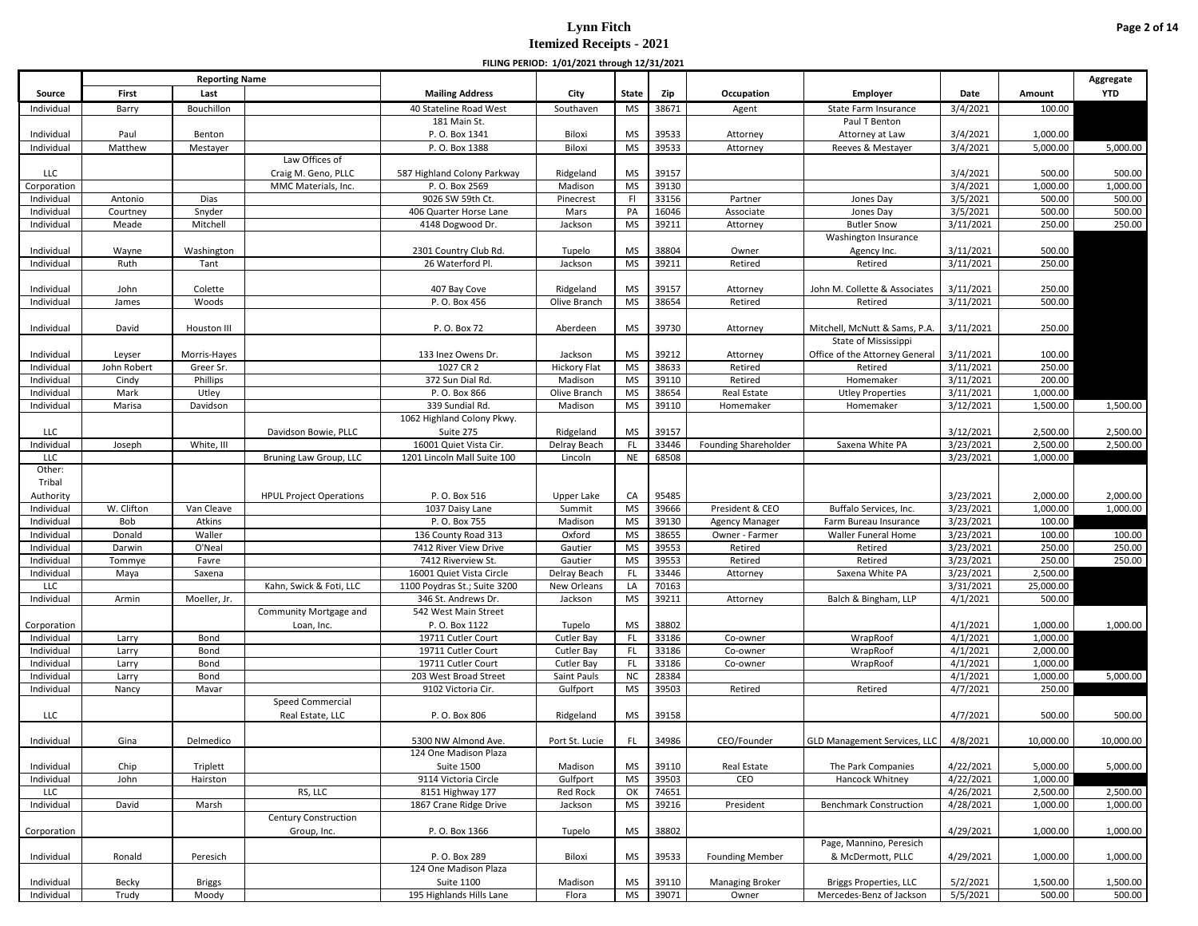# Lynn Fitch
## Itemized Receipts - 2021

**FILING PERIOD: 1/01/2021 through 12/31/2021**

| Source | Reporting Name First | Last | | Mailing Address | City | State | Zip | Occupation | Employer | Date | Amount | Aggregate YTD |
|---|---|---|---|---|---|---|---|---|---|---|---|---|
| Individual | Barry | Bouchillon | | 40 Stateline Road West | Southaven | MS | 38671 | Agent | State Farm Insurance | 3/4/2021 | 100.00 | |
| Individual | Paul | Benton | | 181 Main St. P. O. Box 1341 | Biloxi | MS | 39533 | Attorney | Paul T Benton Attorney at Law | 3/4/2021 | 1,000.00 | |
| Individual | Matthew | Mestayer | | P. O. Box 1388 | Biloxi | MS | 39533 | Attorney | Reeves & Mestayer | 3/4/2021 | 5,000.00 | 5,000.00 |
| LLC | | | Law Offices of Craig M. Geno, PLLC | 587 Highland Colony Parkway | Ridgeland | MS | 39157 | | | 3/4/2021 | 500.00 | 500.00 |
| Corporation | | | MMC Materials, Inc. | P. O. Box 2569 | Madison | MS | 39130 | | | 3/4/2021 | 1,000.00 | 1,000.00 |
| Individual | Antonio | Dias | | 9026 SW 59th Ct. | Pinecrest | Fl | 33156 | Partner | Jones Day | 3/5/2021 | 500.00 | 500.00 |
| Individual | Courtney | Snyder | | 406 Quarter Horse Lane | Mars | PA | 16046 | Associate | Jones Day | 3/5/2021 | 500.00 | 500.00 |
| Individual | Meade | Mitchell | | 4148 Dogwood Dr. | Jackson | MS | 39211 | Attorney | Butler Snow | 3/11/2021 | 250.00 | 250.00 |
| Individual | Wayne | Washington | | 2301 Country Club Rd. | Tupelo | MS | 38804 | Owner | Washington Insurance Agency Inc. | 3/11/2021 | 500.00 | |
| Individual | Ruth | Tant | | 26 Waterford Pl. | Jackson | MS | 39211 | Retired | Retired | 3/11/2021 | 250.00 | |
| Individual | John | Colette | | 407 Bay Cove | Ridgeland | MS | 39157 | Attorney | John M. Collette & Associates | 3/11/2021 | 250.00 | |
| Individual | James | Woods | | P. O. Box 456 | Olive Branch | MS | 38654 | Retired | Retired | 3/11/2021 | 500.00 | |
| Individual | David | Houston III | | P. O. Box 72 | Aberdeen | MS | 39730 | Attorney | Mitchell, McNutt & Sams, P.A. | 3/11/2021 | 250.00 | |
| Individual | Leyser | Morris-Hayes | | 133 Inez Owens Dr. | Jackson | MS | 39212 | Attorney | State of Mississippi Office of the Attorney General | 3/11/2021 | 100.00 | |
| Individual | John Robert | Greer Sr. | | 1027 CR 2 | Hickory Flat | MS | 38633 | Retired | Retired | 3/11/2021 | 250.00 | |
| Individual | Cindy | Phillips | | 372 Sun Dial Rd. | Madison | MS | 39110 | Retired | Homemaker | 3/11/2021 | 200.00 | |
| Individual | Mark | Utley | | P. O. Box 866 | Olive Branch | MS | 38654 | Real Estate | Utley Properties | 3/11/2021 | 1,000.00 | |
| Individual | Marisa | Davidson | | 339 Sundial Rd. | Madison | MS | 39110 | Homemaker | Homemaker | 3/12/2021 | 1,500.00 | 1,500.00 |
| LLC | | | Davidson Bowie, PLLC | 1062 Highland Colony Pkwy. Suite 275 | Ridgeland | MS | 39157 | | | 3/12/2021 | 2,500.00 | 2,500.00 |
| Individual | Joseph | White, III | | 16001 Quiet Vista Cir. | Delray Beach | FL | 33446 | Founding Shareholder | Saxena White PA | 3/23/2021 | 2,500.00 | 2,500.00 |
| LLC | | | Bruning Law Group, LLC | 1201 Lincoln Mall Suite 100 | Lincoln | NE | 68508 | | | 3/23/2021 | 1,000.00 | |
| Other: Tribal Authority | | | HPUL Project Operations | P. O. Box 516 | Upper Lake | CA | 95485 | | | 3/23/2021 | 2,000.00 | 2,000.00 |
| Individual | W. Clifton | Van Cleave | | 1037 Daisy Lane | Summit | MS | 39666 | President & CEO | Buffalo Services, Inc. | 3/23/2021 | 1,000.00 | 1,000.00 |
| Individual | Bob | Atkins | | P. O. Box 755 | Madison | MS | 39130 | Agency Manager | Farm Bureau Insurance | 3/23/2021 | 100.00 | |
| Individual | Donald | Waller | | 136 County Road 313 | Oxford | MS | 38655 | Owner - Farmer | Waller Funeral Home | 3/23/2021 | 100.00 | 100.00 |
| Individual | Darwin | O'Neal | | 7412 River View Drive | Gautier | MS | 39553 | Retired | Retired | 3/23/2021 | 250.00 | 250.00 |
| Individual | Tommye | Favre | | 7412 Riverview St. | Gautier | MS | 39553 | Retired | Retired | 3/23/2021 | 250.00 | 250.00 |
| Individual | Maya | Saxena | | 16001 Quiet Vista Circle | Delray Beach | FL | 33446 | Attorney | Saxena White PA | 3/23/2021 | 2,500.00 | |
| LLC | | | Kahn, Swick & Foti, LLC | 1100 Poydras St.; Suite 3200 | New Orleans | LA | 70163 | | | 3/31/2021 | 25,000.00 | |
| Individual | Armin | Moeller, Jr. | | 346 St. Andrews Dr. | Jackson | MS | 39211 | Attorney | Balch & Bingham, LLP | 4/1/2021 | 500.00 | |
| Corporation | | | Community Mortgage and Loan, Inc. | 542 West Main Street P. O. Box 1122 | Tupelo | MS | 38802 | | | 4/1/2021 | 1,000.00 | 1,000.00 |
| Individual | Larry | Bond | | 19711 Cutler Court | Cutler Bay | FL | 33186 | Co-owner | WrapRoof | 4/1/2021 | 1,000.00 | |
| Individual | Larry | Bond | | 19711 Cutler Court | Cutler Bay | FL | 33186 | Co-owner | WrapRoof | 4/1/2021 | 2,000.00 | |
| Individual | Larry | Bond | | 19711 Cutler Court | Cutler Bay | FL | 33186 | Co-owner | WrapRoof | 4/1/2021 | 1,000.00 | |
| Individual | Larry | Bond | | 203 West Broad Street | Saint Pauls | NC | 28384 | | | 4/1/2021 | 1,000.00 | 5,000.00 |
| Individual | Nancy | Mavar | | 9102 Victoria Cir. | Gulfport | MS | 39503 | Retired | Retired | 4/7/2021 | 250.00 | |
| LLC | | | Speed Commercial Real Estate, LLC | P. O. Box 806 | Ridgeland | MS | 39158 | | | 4/7/2021 | 500.00 | 500.00 |
| Individual | Gina | Delmedico | | 5300 NW Almond Ave. | Port St. Lucie | FL | 34986 | CEO/Founder | GLD Management Services, LLC | 4/8/2021 | 10,000.00 | 10,000.00 |
| Individual | Chip | Triplett | | 124 One Madison Plaza Suite 1500 | Madison | MS | 39110 | Real Estate | The Park Companies | 4/22/2021 | 5,000.00 | 5,000.00 |
| Individual | John | Hairston | | 9114 Victoria Circle | Gulfport | MS | 39503 | CEO | Hancock Whitney | 4/22/2021 | 1,000.00 | |
| LLC | | | RS, LLC | 8151 Highway 177 | Red Rock | OK | 74651 | | | 4/26/2021 | 2,500.00 | 2,500.00 |
| Individual | David | Marsh | | 1867 Crane Ridge Drive | Jackson | MS | 39216 | President | Benchmark Construction | 4/28/2021 | 1,000.00 | 1,000.00 |
| Corporation | | | Century Construction Group, Inc. | P. O. Box 1366 | Tupelo | MS | 38802 | | | 4/29/2021 | 1,000.00 | 1,000.00 |
| Individual | Ronald | Peresich | | P. O. Box 289 | Biloxi | MS | 39533 | Founding Member | Page, Mannino, Peresich & McDermott, PLLC | 4/29/2021 | 1,000.00 | 1,000.00 |
| Individual | Becky | Briggs | | 124 One Madison Plaza Suite 1100 | Madison | MS | 39110 | Managing Broker | Briggs Properties, LLC | 5/2/2021 | 1,500.00 | 1,500.00 |
| Individual | Trudy | Moody | | 195 Highlands Hills Lane | Flora | MS | 39071 | Owner | Mercedes-Benz of Jackson | 5/5/2021 | 500.00 | 500.00 |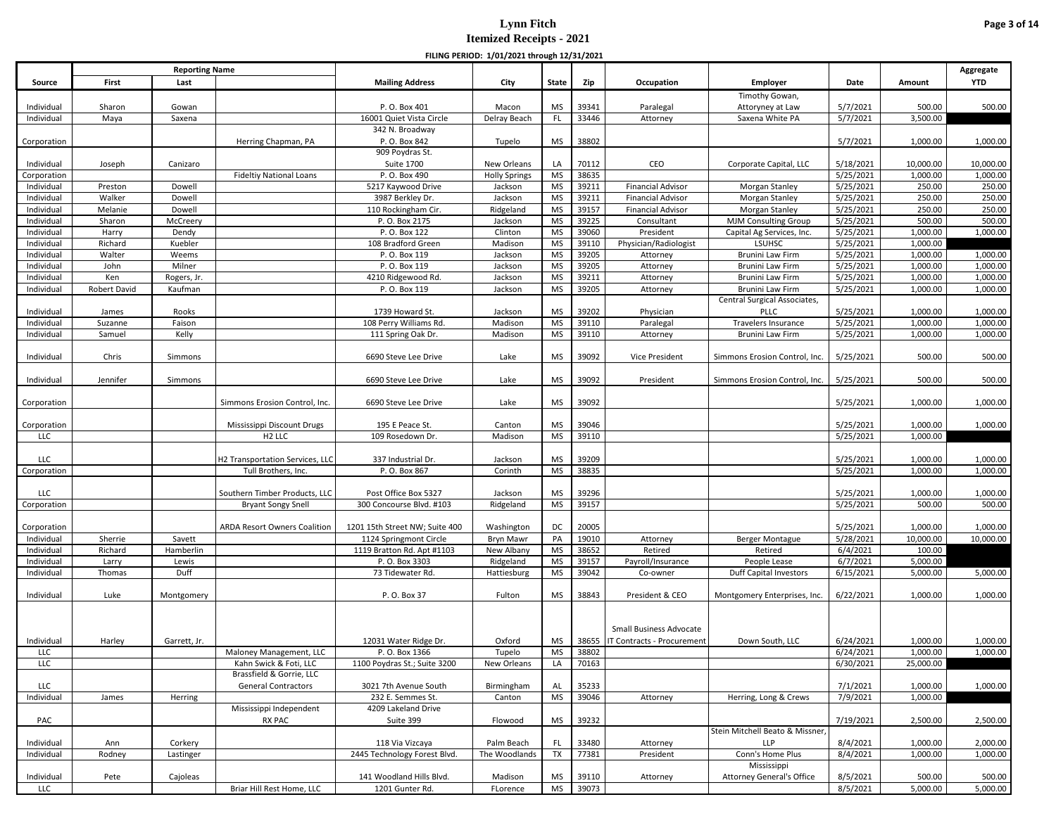# Lynn Fitch
## Itemized Receipts - 2021

**FILING PERIOD: 1/01/2021 through 12/31/2021**

| Source | Reporting Name First | Last | | Mailing Address | City | State | Zip | Occupation | Employer | Date | Amount | Aggregate YTD |
|---|---|---|---|---|---|---|---|---|---|---|---|---|
| Individual | Sharon | Gowan | | P. O. Box 401 | Macon | MS | 39341 | Paralegal | Timothy Gowan, Attoryney at Law | 5/7/2021 | 500.00 | 500.00 |
| Individual | Maya | Saxena | | 16001 Quiet Vista Circle | Delray Beach | FL | 33446 | Attorney | Saxena White PA | 5/7/2021 | 3,500.00 | |
| Corporation | | | Herring Chapman, PA | 342 N. Broadway P. O. Box 842 | Tupelo | MS | 38802 | | | 5/7/2021 | 1,000.00 | 1,000.00 |
| Individual | Joseph | Canizaro | | 909 Poydras St. Suite 1700 | New Orleans | LA | 70112 | CEO | Corporate Capital, LLC | 5/18/2021 | 10,000.00 | 10,000.00 |
| Corporation | | | Fideltiy National Loans | P. O. Box 490 | Holly Springs | MS | 38635 | | | 5/25/2021 | 1,000.00 | 1,000.00 |
| Individual | Preston | Dowell | | 5217 Kaywood Drive | Jackson | MS | 39211 | Financial Advisor | Morgan Stanley | 5/25/2021 | 250.00 | 250.00 |
| Individual | Walker | Dowell | | 3987 Berkley Dr. | Jackson | MS | 39211 | Financial Advisor | Morgan Stanley | 5/25/2021 | 250.00 | 250.00 |
| Individual | Melanie | Dowell | | 110 Rockingham Cir. | Ridgeland | MS | 39157 | Financial Advisor | Morgan Stanley | 5/25/2021 | 250.00 | 250.00 |
| Individual | Sharon | McCreery | | P. O. Box 2175 | Jackson | MS | 39225 | Consultant | MJM Consulting Group | 5/25/2021 | 500.00 | 500.00 |
| Individual | Harry | Dendy | | P. O. Box 122 | Clinton | MS | 39060 | President | Capital Ag Services, Inc. | 5/25/2021 | 1,000.00 | 1,000.00 |
| Individual | Richard | Kuebler | | 108 Bradford Green | Madison | MS | 39110 | Physician/Radiologist | LSUHSC | 5/25/2021 | 1,000.00 | |
| Individual | Walter | Weems | | P. O. Box 119 | Jackson | MS | 39205 | Attorney | Brunini Law Firm | 5/25/2021 | 1,000.00 | 1,000.00 |
| Individual | John | Milner | | P. O. Box 119 | Jackson | MS | 39205 | Attorney | Brunini Law Firm | 5/25/2021 | 1,000.00 | 1,000.00 |
| Individual | Ken | Rogers, Jr. | | 4210 Ridgewood Rd. | Jackson | MS | 39211 | Attorney | Brunini Law Firm | 5/25/2021 | 1,000.00 | 1,000.00 |
| Individual | Robert David | Kaufman | | P. O. Box 119 | Jackson | MS | 39205 | Attorney | Brunini Law Firm | 5/25/2021 | 1,000.00 | 1,000.00 |
| Individual | James | Rooks | | 1739 Howard St. | Jackson | MS | 39202 | Physician | Central Surgical Associates, PLLC | 5/25/2021 | 1,000.00 | 1,000.00 |
| Individual | Suzanne | Faison | | 108 Perry Williams Rd. | Madison | MS | 39110 | Paralegal | Travelers Insurance | 5/25/2021 | 1,000.00 | 1,000.00 |
| Individual | Samuel | Kelly | | 111 Spring Oak Dr. | Madison | MS | 39110 | Attorney | Brunini Law Firm | 5/25/2021 | 1,000.00 | 1,000.00 |
| Individual | Chris | Simmons | | 6690 Steve Lee Drive | Lake | MS | 39092 | Vice President | Simmons Erosion Control, Inc. | 5/25/2021 | 500.00 | 500.00 |
| Individual | Jennifer | Simmons | | 6690 Steve Lee Drive | Lake | MS | 39092 | President | Simmons Erosion Control, Inc. | 5/25/2021 | 500.00 | 500.00 |
| Corporation | | | Simmons Erosion Control, Inc. | 6690 Steve Lee Drive | Lake | MS | 39092 | | | 5/25/2021 | 1,000.00 | 1,000.00 |
| Corporation | | | Mississippi Discount Drugs | 195 E Peace St. | Canton | MS | 39046 | | | 5/25/2021 | 1,000.00 | 1,000.00 |
| LLC | | | H2 LLC | 109 Rosedown Dr. | Madison | MS | 39110 | | | 5/25/2021 | 1,000.00 | |
| LLC | | | H2 Transportation Services, LLC | 337 Industrial Dr. | Jackson | MS | 39209 | | | 5/25/2021 | 1,000.00 | 1,000.00 |
| Corporation | | | Tull Brothers, Inc. | P. O. Box 867 | Corinth | MS | 38835 | | | 5/25/2021 | 1,000.00 | 1,000.00 |
| LLC | | | Southern Timber Products, LLC | Post Office Box 5327 | Jackson | MS | 39296 | | | 5/25/2021 | 1,000.00 | 1,000.00 |
| Corporation | | | Bryant Songy Snell | 300 Concourse Blvd. #103 | Ridgeland | MS | 39157 | | | 5/25/2021 | 500.00 | 500.00 |
| Corporation | | | ARDA Resort Owners Coalition | 1201 15th Street NW; Suite 400 | Washington | DC | 20005 | | | 5/25/2021 | 1,000.00 | 1,000.00 |
| Individual | Sherrie | Savett | | 1124 Springmont Circle | Bryn Mawr | PA | 19010 | Attorney | Berger Montague | 5/28/2021 | 10,000.00 | 10,000.00 |
| Individual | Richard | Hamberlin | | 1119 Bratton Rd. Apt #1103 | New Albany | MS | 38652 | Retired | Retired | 6/4/2021 | 100.00 | |
| Individual | Larry | Lewis | | P. O. Box 3303 | Ridgeland | MS | 39157 | Payroll/Insurance | People Lease | 6/7/2021 | 5,000.00 | |
| Individual | Thomas | Duff | | 73 Tidewater Rd. | Hattiesburg | MS | 39042 | Co-owner | Duff Capital Investors | 6/15/2021 | 5,000.00 | 5,000.00 |
| Individual | Luke | Montgomery | | P. O. Box 37 | Fulton | MS | 38843 | President & CEO | Montgomery Enterprises, Inc. | 6/22/2021 | 1,000.00 | 1,000.00 |
| Individual | Harley | Garrett, Jr. | | 12031 Water Ridge Dr. | Oxford | MS | 38655 | Small Business Advocate IT Contracts - Procurement | Down South, LLC | 6/24/2021 | 1,000.00 | 1,000.00 |
| LLC | | | Maloney Management, LLC | P. O. Box 1366 | Tupelo | MS | 38802 | | | 6/24/2021 | 1,000.00 | 1,000.00 |
| LLC | | | Kahn Swick & Foti, LLC | 1100 Poydras St.; Suite 3200 | New Orleans | LA | 70163 | | | 6/30/2021 | 25,000.00 | |
| LLC | | | Brassfield & Gorrie, LLC General Contractors | 3021 7th Avenue South | Birmingham | AL | 35233 | | | 7/1/2021 | 1,000.00 | 1,000.00 |
| Individual | James | Herring | | 232 E. Semmes St. | Canton | MS | 39046 | Attorney | Herring, Long & Crews | 7/9/2021 | 1,000.00 | |
| PAC | | | Mississippi Independent RX PAC | 4209 Lakeland Drive Suite 399 | Flowood | MS | 39232 | | | 7/19/2021 | 2,500.00 | 2,500.00 |
| Individual | Ann | Corkery | | 118 Via Vizcaya | Palm Beach | FL | 33480 | Attorney | Stein Mitchell Beato & Missner, LLP | 8/4/2021 | 1,000.00 | 2,000.00 |
| Individual | Rodney | Lastinger | | 2445 Technology Forest Blvd. | The Woodlands | TX | 77381 | President | Conn's Home Plus | 8/4/2021 | 1,000.00 | 1,000.00 |
| Individual | Pete | Cajoleas | | 141 Woodland Hills Blvd. | Madison | MS | 39110 | Attorney | Mississippi Attorney General's Office | 8/5/2021 | 500.00 | 500.00 |
| LLC | | | Briar Hill Rest Home, LLC | 1201 Gunter Rd. | FLorence | MS | 39073 | | | 8/5/2021 | 5,000.00 | 5,000.00 |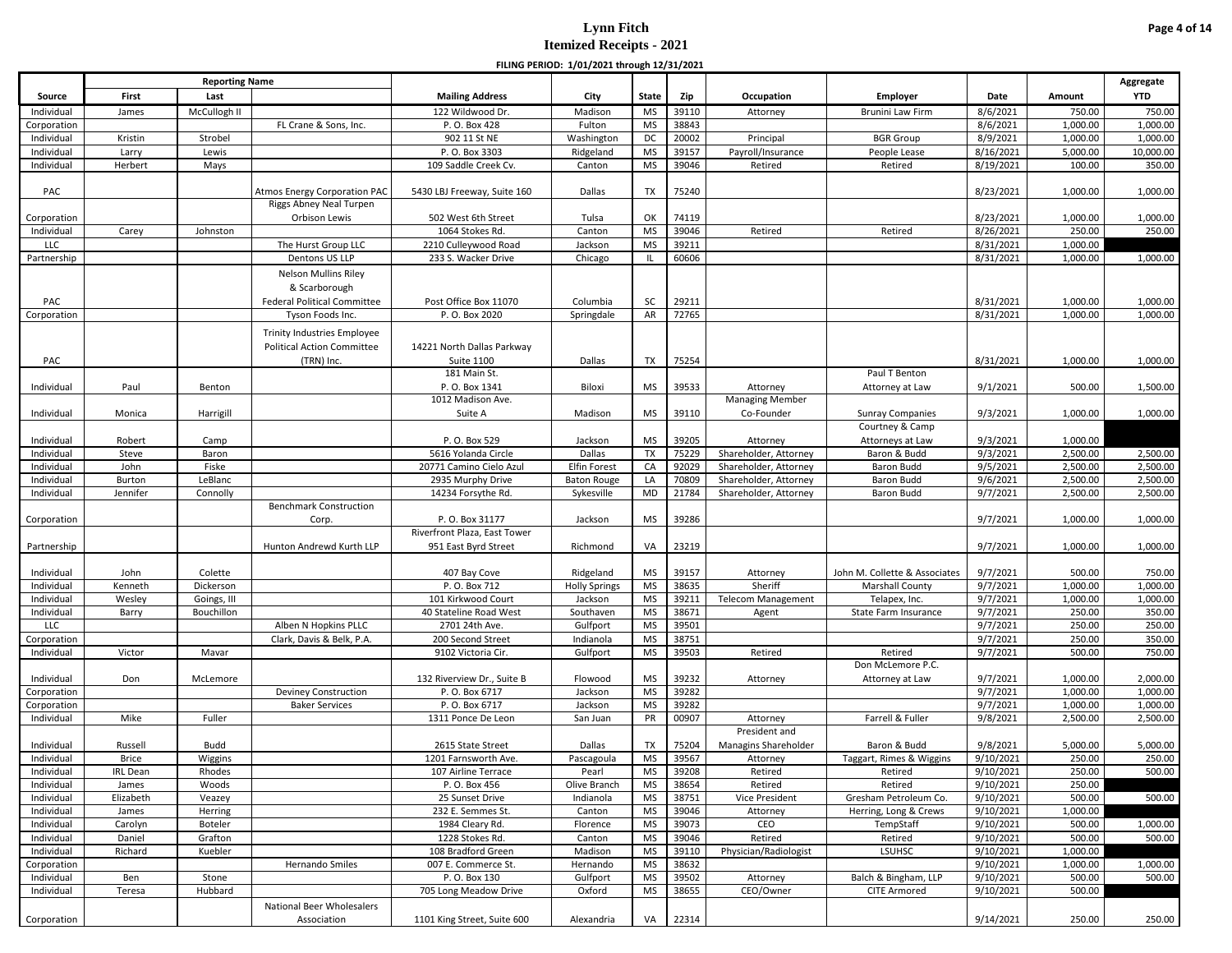# Lynn Fitch

## Itemized Receipts - 2021

**FILING PERIOD: 1/01/2021 through 12/31/2021**

| Source | Reporting Name | | | Mailing Address | City | State | Zip | Occupation | Employer | Date | Amount | Aggregate |
|---|---|---|---|---|---|---|---|---|---|---|---|---|
| | First | Last | | | | | | | | | | YTD |
| Individual | James | McCullogh II | | 122 Wildwood Dr. | Madison | MS | 39110 | Attorney | Brunini Law Firm | 8/6/2021 | 750.00 | 750.00 |
| Corporation | | | FL Crane & Sons, Inc. | P. O. Box 428 | Fulton | MS | 38843 | | | 8/6/2021 | 1,000.00 | 1,000.00 |
| Individual | Kristin | Strobel | | 902 11 St NE | Washington | DC | 20002 | Principal | BGR Group | 8/9/2021 | 1,000.00 | 1,000.00 |
| Individual | Larry | Lewis | | P. O. Box 3303 | Ridgeland | MS | 39157 | Payroll/Insurance | People Lease | 8/16/2021 | 5,000.00 | 10,000.00 |
| Individual | Herbert | Mays | | 109 Saddle Creek Cv. | Canton | MS | 39046 | Retired | Retired | 8/19/2021 | 100.00 | 350.00 |
| PAC | | | Atmos Energy Corporation PAC | 5430 LBJ Freeway, Suite 160 | Dallas | TX | 75240 | | | 8/23/2021 | 1,000.00 | 1,000.00 |
| Corporation | | | Riggs Abney Neal Turpen Orbison Lewis | 502 West 6th Street | Tulsa | OK | 74119 | | | 8/23/2021 | 1,000.00 | 1,000.00 |
| Individual | Carey | Johnston | | 1064 Stokes Rd. | Canton | MS | 39046 | Retired | Retired | 8/26/2021 | 250.00 | 250.00 |
| LLC | | | The Hurst Group LLC | 2210 Culleywood Road | Jackson | MS | 39211 | | | 8/31/2021 | 1,000.00 | |
| Partnership | | | Dentons US LLP | 233 S. Wacker Drive | Chicago | IL | 60606 | | | 8/31/2021 | 1,000.00 | 1,000.00 |
| PAC | | | Nelson Mullins Riley & Scarborough Federal Political Committee | Post Office Box 11070 | Columbia | SC | 29211 | | | 8/31/2021 | 1,000.00 | 1,000.00 |
| Corporation | | | Tyson Foods Inc. | P. O. Box 2020 | Springdale | AR | 72765 | | | 8/31/2021 | 1,000.00 | 1,000.00 |
| PAC | | | Trinity Industries Employee Political Action Committee (TRN) Inc. | 14221 North Dallas Parkway Suite 1100 | Dallas | TX | 75254 | | | 8/31/2021 | 1,000.00 | 1,000.00 |
| Individual | Paul | Benton | | 181 Main St. P. O. Box 1341 | Biloxi | MS | 39533 | Attorney | Paul T Benton Attorney at Law | 9/1/2021 | 500.00 | 1,500.00 |
| Individual | Monica | Harrigill | | 1012 Madison Ave. Suite A | Madison | MS | 39110 | Managing Member Co-Founder | Sunray Companies | 9/3/2021 | 1,000.00 | 1,000.00 |
| Individual | Robert | Camp | | P. O. Box 529 | Jackson | MS | 39205 | Attorney | Courtney & Camp Attorneys at Law | 9/3/2021 | 1,000.00 | |
| Individual | Steve | Baron | | 5616 Yolanda Circle | Dallas | TX | 75229 | Shareholder, Attorney | Baron & Budd | 9/3/2021 | 2,500.00 | 2,500.00 |
| Individual | John | Fiske | | 20771 Camino Cielo Azul | Elfin Forest | CA | 92029 | Shareholder, Attorney | Baron Budd | 9/5/2021 | 2,500.00 | 2,500.00 |
| Individual | Burton | LeBlanc | | 2935 Murphy Drive | Baton Rouge | LA | 70809 | Shareholder, Attorney | Baron Budd | 9/6/2021 | 2,500.00 | 2,500.00 |
| Individual | Jennifer | Connolly | | 14234 Forsythe Rd. | Sykesville | MD | 21784 | Shareholder, Attorney | Baron Budd | 9/7/2021 | 2,500.00 | 2,500.00 |
| Corporation | | | Benchmark Construction Corp. | P. O. Box 31177 | Jackson | MS | 39286 | | | 9/7/2021 | 1,000.00 | 1,000.00 |
| Partnership | | | Hunton Andrewd Kurth LLP | Riverfront Plaza, East Tower 951 East Byrd Street | Richmond | VA | 23219 | | | 9/7/2021 | 1,000.00 | 1,000.00 |
| Individual | John | Colette | | 407 Bay Cove | Ridgeland | MS | 39157 | Attorney | John M. Collette & Associates | 9/7/2021 | 500.00 | 750.00 |
| Individual | Kenneth | Dickerson | | P. O. Box 712 | Holly Springs | MS | 38635 | Sheriff | Marshall County | 9/7/2021 | 1,000.00 | 1,000.00 |
| Individual | Wesley | Goings, III | | 101 Kirkwood Court | Jackson | MS | 39211 | Telecom Management | Telapex, Inc. | 9/7/2021 | 1,000.00 | 1,000.00 |
| Individual | Barry | Bouchillon | | 40 Stateline Road West | Southaven | MS | 38671 | Agent | State Farm Insurance | 9/7/2021 | 250.00 | 350.00 |
| LLC | | | Alben N Hopkins PLLC | 2701 24th Ave. | Gulfport | MS | 39501 | | | 9/7/2021 | 250.00 | 250.00 |
| Corporation | | | Clark, Davis & Belk, P.A. | 200 Second Street | Indianola | MS | 38751 | | | 9/7/2021 | 250.00 | 350.00 |
| Individual | Victor | Mavar | | 9102 Victoria Cir. | Gulfport | MS | 39503 | Retired | Retired | 9/7/2021 | 500.00 | 750.00 |
| Individual | Don | McLemore | | 132 Riverview Dr., Suite B | Flowood | MS | 39232 | Attorney | Don McLemore P.C. Attorney at Law | 9/7/2021 | 1,000.00 | 2,000.00 |
| Corporation | | | Deviney Construction | P. O. Box 6717 | Jackson | MS | 39282 | | | 9/7/2021 | 1,000.00 | 1,000.00 |
| Corporation | | | Baker Services | P. O. Box 6717 | Jackson | MS | 39282 | | | 9/7/2021 | 1,000.00 | 1,000.00 |
| Individual | Mike | Fuller | | 1311 Ponce De Leon | San Juan | PR | 00907 | Attorney | Farrell & Fuller | 9/8/2021 | 2,500.00 | 2,500.00 |
| Individual | Russell | Budd | | 2615 State Street | Dallas | TX | 75204 | President and Managins Shareholder | Baron & Budd | 9/8/2021 | 5,000.00 | 5,000.00 |
| Individual | Brice | Wiggins | | 1201 Farnsworth Ave. | Pascagoula | MS | 39567 | Attorney | Taggart, Rimes & Wiggins | 9/10/2021 | 250.00 | 250.00 |
| Individual | IRL Dean | Rhodes | | 107 Airline Terrace | Pearl | MS | 39208 | Retired | Retired | 9/10/2021 | 250.00 | 500.00 |
| Individual | James | Woods | | P. O. Box 456 | Olive Branch | MS | 38654 | Retired | Retired | 9/10/2021 | 250.00 | |
| Individual | Elizabeth | Veazey | | 25 Sunset Drive | Indianola | MS | 38751 | Vice President | Gresham Petroleum Co. | 9/10/2021 | 500.00 | 500.00 |
| Individual | James | Herring | | 232 E. Semmes St. | Canton | MS | 39046 | Attorney | Herring, Long & Crews | 9/10/2021 | 1,000.00 | |
| Individual | Carolyn | Boteler | | 1984 Cleary Rd. | Florence | MS | 39073 | CEO | TempStaff | 9/10/2021 | 500.00 | 1,000.00 |
| Individual | Daniel | Grafton | | 1228 Stokes Rd. | Canton | MS | 39046 | Retired | Retired | 9/10/2021 | 500.00 | 500.00 |
| Individual | Richard | Kuebler | | 108 Bradford Green | Madison | MS | 39110 | Physician/Radiologist | LSUHSC | 9/10/2021 | 1,000.00 | |
| Corporation | | | Hernando Smiles | 007 E. Commerce St. | Hernando | MS | 38632 | | | 9/10/2021 | 1,000.00 | 1,000.00 |
| Individual | Ben | Stone | | P. O. Box 130 | Gulfport | MS | 39502 | Attorney | Balch & Bingham, LLP | 9/10/2021 | 500.00 | 500.00 |
| Individual | Teresa | Hubbard | | 705 Long Meadow Drive | Oxford | MS | 38655 | CEO/Owner | CITE Armored | 9/10/2021 | 500.00 | |
| Corporation | | | National Beer Wholesalers Association | 1101 King Street, Suite 600 | Alexandria | VA | 22314 | | | 9/14/2021 | 250.00 | 250.00 |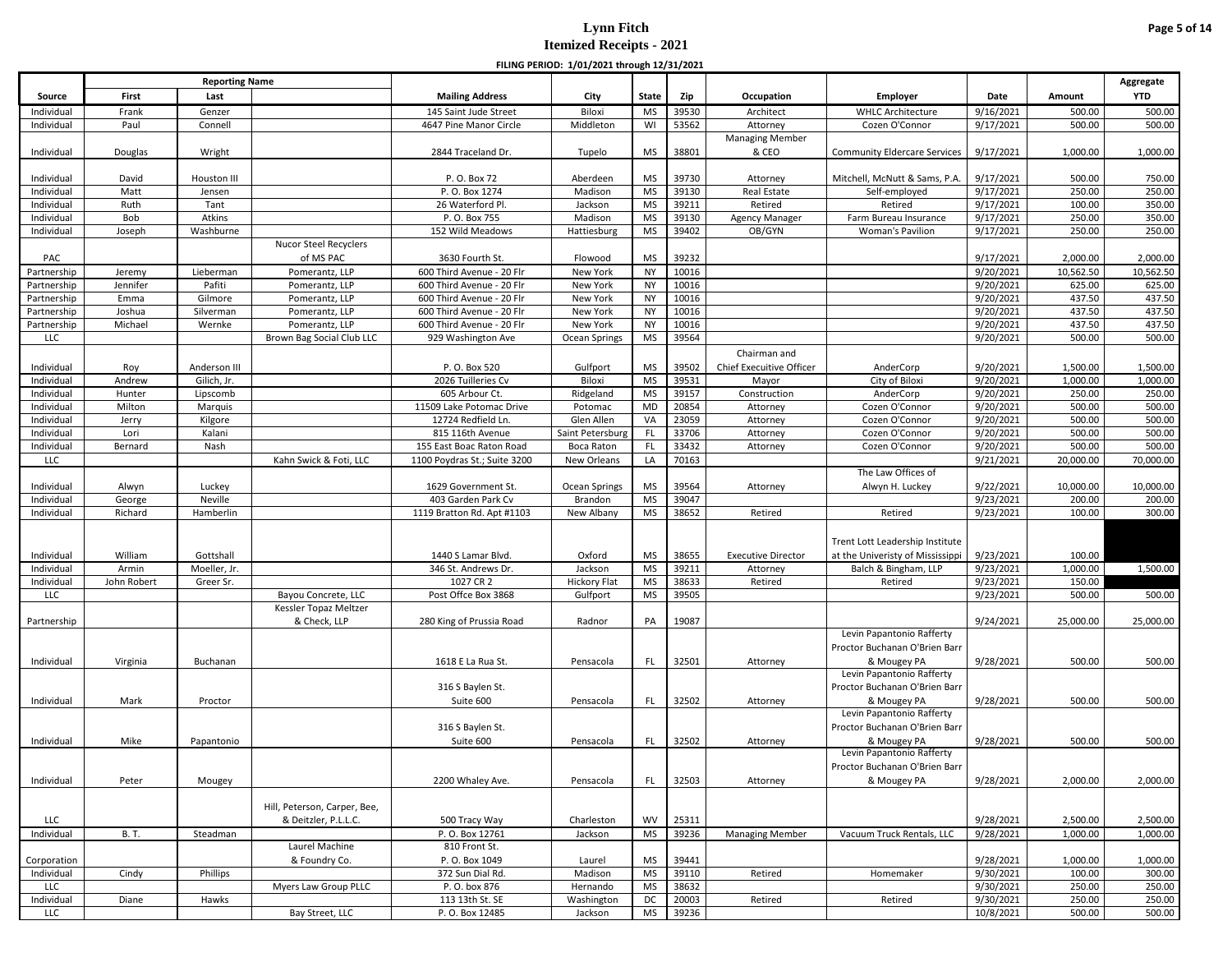# Lynn Fitch

## Itemized Receipts - 2021

**FILING PERIOD: 1/01/2021 through 12/31/2021**

| Source | Reporting Name | | | Mailing Address | City | State | Zip | Occupation | Employer | Date | Amount | Aggregate |
|---|---|---|---|---|---|---|---|---|---|---|---|---|
| | First | Last | | | | | | | | | | YTD |
| Individual | Frank | Genzer | | 145 Saint Jude Street | Biloxi | MS | 39530 | Architect | WHLC Architecture | 9/16/2021 | 500.00 | 500.00 |
| Individual | Paul | Connell | | 4647 Pine Manor Circle | Middleton | WI | 53562 | Attorney | Cozen O'Connor | 9/17/2021 | 500.00 | 500.00 |
| Individual | Douglas | Wright | | 2844 Traceland Dr. | Tupelo | MS | 38801 | Managing Member & CEO | Community Eldercare Services | 9/17/2021 | 1,000.00 | 1,000.00 |
| Individual | David | Houston III | | P. O. Box 72 | Aberdeen | MS | 39730 | Attorney | Mitchell, McNutt & Sams, P.A. | 9/17/2021 | 500.00 | 750.00 |
| Individual | Matt | Jensen | | P. O. Box 1274 | Madison | MS | 39130 | Real Estate | Self-employed | 9/17/2021 | 250.00 | 250.00 |
| Individual | Ruth | Tant | | 26 Waterford Pl. | Jackson | MS | 39211 | Retired | Retired | 9/17/2021 | 100.00 | 350.00 |
| Individual | Bob | Atkins | | P. O. Box 755 | Madison | MS | 39130 | Agency Manager | Farm Bureau Insurance | 9/17/2021 | 250.00 | 350.00 |
| Individual | Joseph | Washburne | | 152 Wild Meadows | Hattiesburg | MS | 39402 | OB/GYN | Woman's Pavilion | 9/17/2021 | 250.00 | 250.00 |
| PAC | | | Nucor Steel Recyclers of MS PAC | 3630 Fourth St. | Flowood | MS | 39232 | | | 9/17/2021 | 2,000.00 | 2,000.00 |
| Partnership | Jeremy | Lieberman | Pomerantz, LLP | 600 Third Avenue - 20 Flr | New York | NY | 10016 | | | 9/20/2021 | 10,562.50 | 10,562.50 |
| Partnership | Jennifer | Pafiti | Pomerantz, LLP | 600 Third Avenue - 20 Flr | New York | NY | 10016 | | | 9/20/2021 | 625.00 | 625.00 |
| Partnership | Emma | Gilmore | Pomerantz, LLP | 600 Third Avenue - 20 Flr | New York | NY | 10016 | | | 9/20/2021 | 437.50 | 437.50 |
| Partnership | Joshua | Silverman | Pomerantz, LLP | 600 Third Avenue - 20 Flr | New York | NY | 10016 | | | 9/20/2021 | 437.50 | 437.50 |
| Partnership | Michael | Wernke | Pomerantz, LLP | 600 Third Avenue - 20 Flr | New York | NY | 10016 | | | 9/20/2021 | 437.50 | 437.50 |
| LLC | | | Brown Bag Social Club LLC | 929 Washington Ave | Ocean Springs | MS | 39564 | | | 9/20/2021 | 500.00 | 500.00 |
| Individual | Roy | Anderson III | | P. O. Box 520 | Gulfport | MS | 39502 | Chairman and Chief Executive Officer | AnderCorp | 9/20/2021 | 1,500.00 | 1,500.00 |
| Individual | Andrew | Gilich, Jr. | | 2026 Tuilleries Cv | Biloxi | MS | 39531 | Mayor | City of Biloxi | 9/20/2021 | 1,000.00 | 1,000.00 |
| Individual | Hunter | Lipscomb | | 605 Arbour Ct. | Ridgeland | MS | 39157 | Construction | AnderCorp | 9/20/2021 | 250.00 | 250.00 |
| Individual | Milton | Marquis | | 11509 Lake Potomac Drive | Potomac | MD | 20854 | Attorney | Cozen O'Connor | 9/20/2021 | 500.00 | 500.00 |
| Individual | Jerry | Kilgore | | 12724 Redfield Ln. | Glen Allen | VA | 23059 | Attorney | Cozen O'Connor | 9/20/2021 | 500.00 | 500.00 |
| Individual | Lori | Kalani | | 815 116th Avenue | Saint Petersburg | FL | 33706 | Attorney | Cozen O'Connor | 9/20/2021 | 500.00 | 500.00 |
| Individual | Bernard | Nash | | 155 East Boac Raton Road | Boca Raton | FL | 33432 | Attorney | Cozen O'Connor | 9/20/2021 | 500.00 | 500.00 |
| LLC | | | Kahn Swick & Foti, LLC | 1100 Poydras St.; Suite 3200 | New Orleans | LA | 70163 | | | 9/21/2021 | 20,000.00 | 70,000.00 |
| Individual | Alwyn | Luckey | | 1629 Government St. | Ocean Springs | MS | 39564 | Attorney | The Law Offices of Alwyn H. Luckey | 9/22/2021 | 10,000.00 | 10,000.00 |
| Individual | George | Neville | | 403 Garden Park Cv | Brandon | MS | 39047 | | | 9/23/2021 | 200.00 | 200.00 |
| Individual | Richard | Hamberlin | | 1119 Bratton Rd. Apt #1103 | New Albany | MS | 38652 | Retired | Retired | 9/23/2021 | 100.00 | 300.00 |
| Individual | William | Gottshall | | 1440 S Lamar Blvd. | Oxford | MS | 38655 | Executive Director | Trent Lott Leadership Institute at the Univeristy of Mississippi | 9/23/2021 | 100.00 | |
| Individual | Armin | Moeller, Jr. | | 346 St. Andrews Dr. | Jackson | MS | 39211 | Attorney | Balch & Bingham, LLP | 9/23/2021 | 1,000.00 | 1,500.00 |
| Individual | John Robert | Greer Sr. | | 1027 CR 2 | Hickory Flat | MS | 38633 | Retired | Retired | 9/23/2021 | 150.00 | |
| LLC | | | Bayou Concrete, LLC | Post Offce Box 3868 | Gulfport | MS | 39505 | | | 9/23/2021 | 500.00 | 500.00 |
| Partnership | | | Kessler Topaz Meltzer & Check, LLP | 280 King of Prussia Road | Radnor | PA | 19087 | | | 9/24/2021 | 25,000.00 | 25,000.00 |
| Individual | Virginia | Buchanan | | 1618 E La Rua St. | Pensacola | FL | 32501 | Attorney | Levin Papantonio Rafferty Proctor Buchanan O'Brien Barr & Mougey PA | 9/28/2021 | 500.00 | 500.00 |
| Individual | Mark | Proctor | | 316 S Baylen St. Suite 600 | Pensacola | FL | 32502 | Attorney | Levin Papantonio Rafferty Proctor Buchanan O'Brien Barr & Mougey PA | 9/28/2021 | 500.00 | 500.00 |
| Individual | Mike | Papantonio | | 316 S Baylen St. Suite 600 | Pensacola | FL | 32502 | Attorney | Levin Papantonio Rafferty Proctor Buchanan O'Brien Barr & Mougey PA | 9/28/2021 | 500.00 | 500.00 |
| Individual | Peter | Mougey | | 2200 Whaley Ave. | Pensacola | FL | 32503 | Attorney | Levin Papantonio Rafferty Proctor Buchanan O'Brien Barr & Mougey PA | 9/28/2021 | 2,000.00 | 2,000.00 |
| LLC | | | Hill, Peterson, Carper, Bee, & Deitzler, P.L.L.C. | 500 Tracy Way | Charleston | WV | 25311 | | | 9/28/2021 | 2,500.00 | 2,500.00 |
| Individual | B. T. | Steadman | | P. O. Box 12761 | Jackson | MS | 39236 | Managing Member | Vacuum Truck Rentals, LLC | 9/28/2021 | 1,000.00 | 1,000.00 |
| Corporation | | | Laurel Machine & Foundry Co. | 810 Front St. P. O. Box 1049 | Laurel | MS | 39441 | | | 9/28/2021 | 1,000.00 | 1,000.00 |
| Individual | Cindy | Phillips | | 372 Sun Dial Rd. | Madison | MS | 39110 | Retired | Homemaker | 9/30/2021 | 100.00 | 300.00 |
| LLC | | | Myers Law Group PLLC | P. O. box 876 | Hernando | MS | 38632 | | | 9/30/2021 | 250.00 | 250.00 |
| Individual | Diane | Hawks | | 113 13th St. SE | Washington | DC | 20003 | Retired | Retired | 9/30/2021 | 250.00 | 250.00 |
| LLC | | | Bay Street, LLC | P. O. Box 12485 | Jackson | MS | 39236 | | | 10/8/2021 | 500.00 | 500.00 |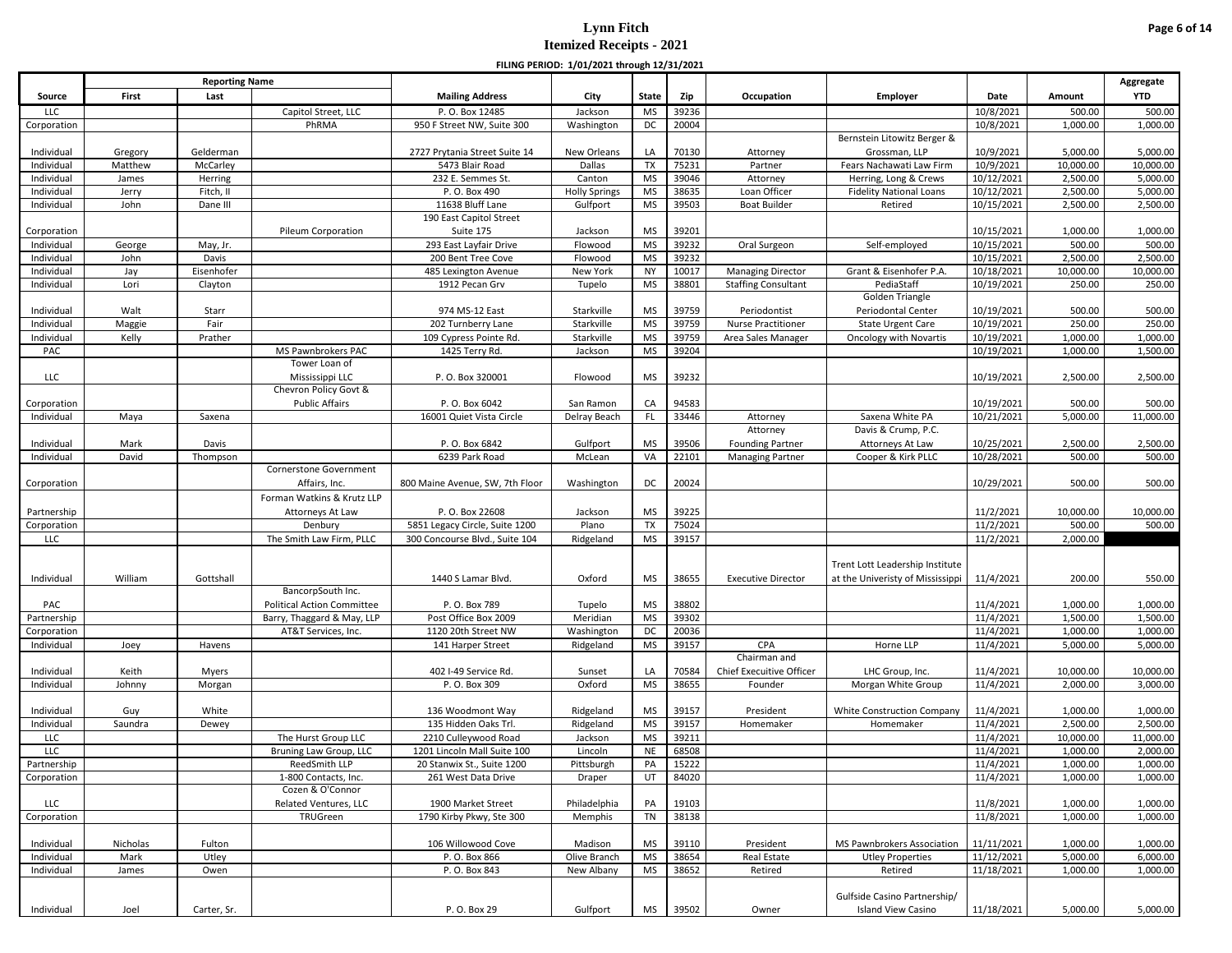# Lynn Fitch

## Itemized Receipts - 2021

**FILING PERIOD: 1/01/2021 through 12/31/2021**

| | Reporting Name | | | | | | | | | | | Aggregate |
|---|---|---|---|---|---|---|---|---|---|---|---|---|
| Source | First | Last | | Mailing Address | City | State | Zip | Occupation | Employer | Date | Amount | YTD |
| LLC | | | Capitol Street, LLC | P. O. Box 12485 | Jackson | MS | 39236 | | | 10/8/2021 | 500.00 | 500.00 |
| Corporation | | | PhRMA | 950 F Street NW, Suite 300 | Washington | DC | 20004 | | | 10/8/2021 | 1,000.00 | 1,000.00 |
| Individual | Gregory | Gelderman | | 2727 Prytania Street Suite 14 | New Orleans | LA | 70130 | Attorney | Bernstein Litowitz Berger & Grossman, LLP | 10/9/2021 | 5,000.00 | 5,000.00 |
| Individual | Matthew | McCarley | | 5473 Blair Road | Dallas | TX | 75231 | Partner | Fears Nachawati Law Firm | 10/9/2021 | 10,000.00 | 10,000.00 |
| Individual | James | Herring | | 232 E. Semmes St. | Canton | MS | 39046 | Attorney | Herring, Long & Crews | 10/12/2021 | 2,500.00 | 5,000.00 |
| Individual | Jerry | Fitch, II | | P. O. Box 490 | Holly Springs | MS | 38635 | Loan Officer | Fidelity National Loans | 10/12/2021 | 2,500.00 | 5,000.00 |
| Individual | John | Dane III | | 11638 Bluff Lane | Gulfport | MS | 39503 | Boat Builder | Retired | 10/15/2021 | 2,500.00 | 2,500.00 |
| Corporation | | | Pileum Corporation | 190 East Capitol Street Suite 175 | Jackson | MS | 39201 | | | 10/15/2021 | 1,000.00 | 1,000.00 |
| Individual | George | May, Jr. | | 293 East Layfair Drive | Flowood | MS | 39232 | Oral Surgeon | Self-employed | 10/15/2021 | 500.00 | 500.00 |
| Individual | John | Davis | | 200 Bent Tree Cove | Flowood | MS | 39232 | | | 10/15/2021 | 2,500.00 | 2,500.00 |
| Individual | Jay | Eisenhofer | | 485 Lexington Avenue | New York | NY | 10017 | Managing Director | Grant & Eisenhofer P.A. | 10/18/2021 | 10,000.00 | 10,000.00 |
| Individual | Lori | Clayton | | 1912 Pecan Grv | Tupelo | MS | 38801 | Staffing Consultant | PediaStaff | 10/19/2021 | 250.00 | 250.00 |
| Individual | Walt | Starr | | 974 MS-12 East | Starkville | MS | 39759 | Periodontist | Golden Triangle Periodontal Center | 10/19/2021 | 500.00 | 500.00 |
| Individual | Maggie | Fair | | 202 Turnberry Lane | Starkville | MS | 39759 | Nurse Practitioner | State Urgent Care | 10/19/2021 | 250.00 | 250.00 |
| Individual | Kelly | Prather | | 109 Cypress Pointe Rd. | Starkville | MS | 39759 | Area Sales Manager | Oncology with Novartis | 10/19/2021 | 1,000.00 | 1,000.00 |
| PAC | | | MS Pawnbrokers PAC | 1425 Terry Rd. | Jackson | MS | 39204 | | | 10/19/2021 | 1,000.00 | 1,500.00 |
| LLC | | | Tower Loan of Mississippi LLC | P. O. Box 320001 | Flowood | MS | 39232 | | | 10/19/2021 | 2,500.00 | 2,500.00 |
| Corporation | | | Chevron Policy Govt & Public Affairs | P. O. Box 6042 | San Ramon | CA | 94583 | | | 10/19/2021 | 500.00 | 500.00 |
| Individual | Maya | Saxena | | 16001 Quiet Vista Circle | Delray Beach | FL | 33446 | Attorney | Saxena White PA | 10/21/2021 | 5,000.00 | 11,000.00 |
| Individual | Mark | Davis | | P. O. Box 6842 | Gulfport | MS | 39506 | Attorney Founding Partner | Davis & Crump, P.C. Attorneys At Law | 10/25/2021 | 2,500.00 | 2,500.00 |
| Individual | David | Thompson | | 6239 Park Road | McLean | VA | 22101 | Managing Partner | Cooper & Kirk PLLC | 10/28/2021 | 500.00 | 500.00 |
| Corporation | | | Cornerstone Government Affairs, Inc. | 800 Maine Avenue, SW, 7th Floor | Washington | DC | 20024 | | | 10/29/2021 | 500.00 | 500.00 |
| Partnership | | | Forman Watkins & Krutz LLP Attorneys At Law | P. O. Box 22608 | Jackson | MS | 39225 | | | 11/2/2021 | 10,000.00 | 10,000.00 |
| Corporation | | | Denbury | 5851 Legacy Circle, Suite 1200 | Plano | TX | 75024 | | | 11/2/2021 | 500.00 | 500.00 |
| LLC | | | The Smith Law Firm, PLLC | 300 Concourse Blvd., Suite 104 | Ridgeland | MS | 39157 | | | 11/2/2021 | 2,000.00 | |
| Individual | William | Gottshall | | 1440 S Lamar Blvd. | Oxford | MS | 38655 | Executive Director | Trent Lott Leadership Institute at the Univeristy of Mississippi | 11/4/2021 | 200.00 | 550.00 |
| PAC | | | BancorpSouth Inc. Political Action Committee | P. O. Box 789 | Tupelo | MS | 38802 | | | 11/4/2021 | 1,000.00 | 1,000.00 |
| Partnership | | | Barry, Thaggard & May, LLP | Post Office Box 2009 | Meridian | MS | 39302 | | | 11/4/2021 | 1,500.00 | 1,500.00 |
| Corporation | | | AT&T Services, Inc. | 1120 20th Street NW | Washington | DC | 20036 | | | 11/4/2021 | 1,000.00 | 1,000.00 |
| Individual | Joey | Havens | | 141 Harper Street | Ridgeland | MS | 39157 | CPA | Horne LLP | 11/4/2021 | 5,000.00 | 5,000.00 |
| Individual | Keith | Myers | | 402 I-49 Service Rd. | Sunset | LA | 70584 | Chairman and Chief Executive Officer | LHC Group, Inc. | 11/4/2021 | 10,000.00 | 10,000.00 |
| Individual | Johnny | Morgan | | P. O. Box 309 | Oxford | MS | 38655 | Founder | Morgan White Group | 11/4/2021 | 2,000.00 | 3,000.00 |
| Individual | Guy | White | | 136 Woodmont Way | Ridgeland | MS | 39157 | President | White Construction Company | 11/4/2021 | 1,000.00 | 1,000.00 |
| Individual | Saundra | Dewey | | 135 Hidden Oaks Trl. | Ridgeland | MS | 39157 | Homemaker | Homemaker | 11/4/2021 | 2,500.00 | 2,500.00 |
| LLC | | | The Hurst Group LLC | 2210 Culleywood Road | Jackson | MS | 39211 | | | 11/4/2021 | 10,000.00 | 11,000.00 |
| LLC | | | Bruning Law Group, LLC | 1201 Lincoln Mall Suite 100 | Lincoln | NE | 68508 | | | 11/4/2021 | 1,000.00 | 2,000.00 |
| Partnership | | | ReedSmith LLP | 20 Stanwix St., Suite 1200 | Pittsburgh | PA | 15222 | | | 11/4/2021 | 1,000.00 | 1,000.00 |
| Corporation | | | 1-800 Contacts, Inc. | 261 West Data Drive | Draper | UT | 84020 | | | 11/4/2021 | 1,000.00 | 1,000.00 |
| LLC | | | Cozen & O'Connor Related Ventures, LLC | 1900 Market Street | Philadelphia | PA | 19103 | | | 11/8/2021 | 1,000.00 | 1,000.00 |
| Corporation | | | TRUGreen | 1790 Kirby Pkwy, Ste 300 | Memphis | TN | 38138 | | | 11/8/2021 | 1,000.00 | 1,000.00 |
| Individual | Nicholas | Fulton | | 106 Willowood Cove | Madison | MS | 39110 | President | MS Pawnbrokers Association | 11/11/2021 | 1,000.00 | 1,000.00 |
| Individual | Mark | Utley | | P. O. Box 866 | Olive Branch | MS | 38654 | Real Estate | Utley Properties | 11/12/2021 | 5,000.00 | 6,000.00 |
| Individual | James | Owen | | P. O. Box 843 | New Albany | MS | 38652 | Retired | Retired | 11/18/2021 | 1,000.00 | 1,000.00 |
| Individual | Joel | Carter, Sr. | | P. O. Box 29 | Gulfport | MS | 39502 | Owner | Gulfside Casino Partnership/ Island View Casino | 11/18/2021 | 5,000.00 | 5,000.00 |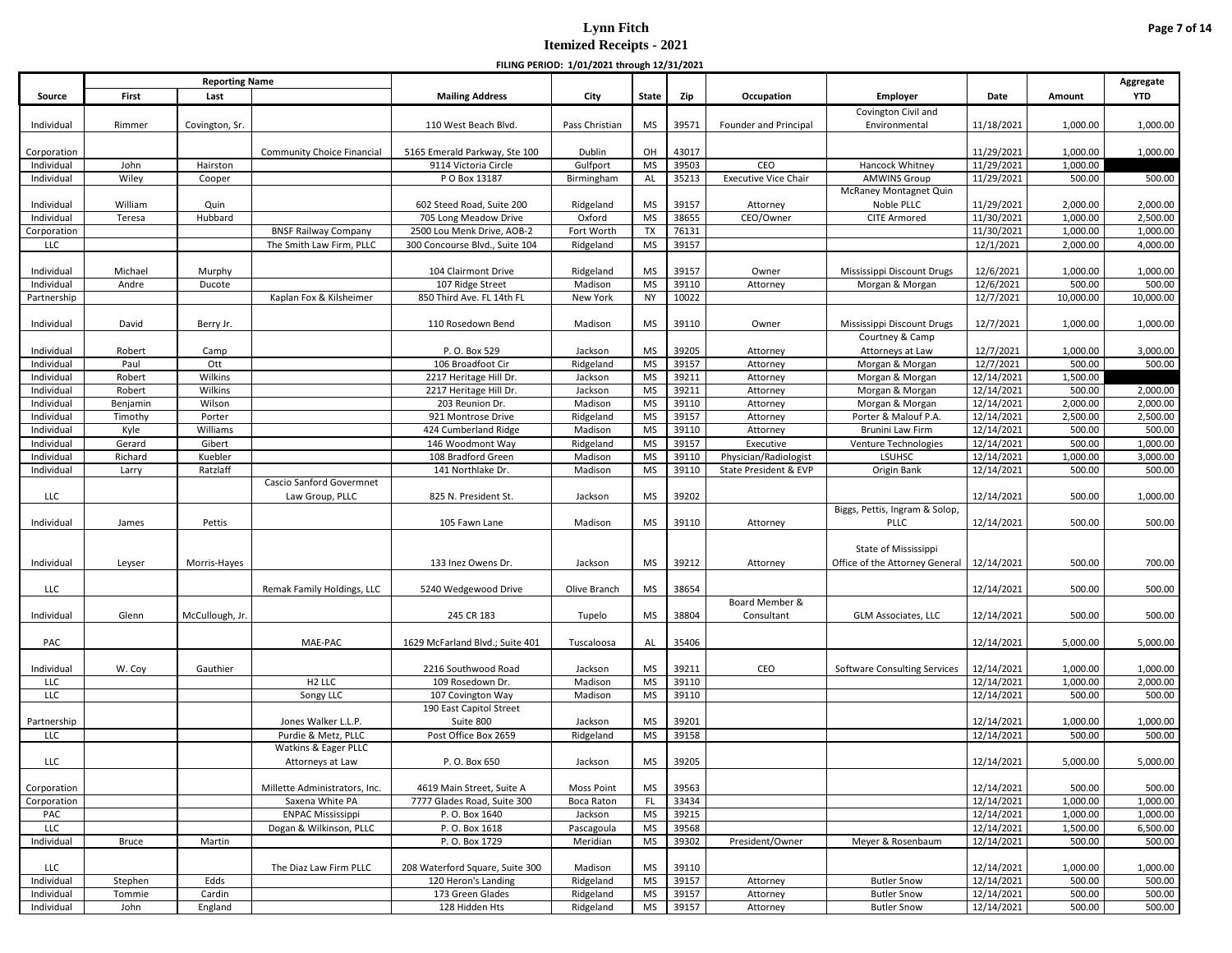# Lynn Fitch

## Itemized Receipts - 2021

**FILING PERIOD: 1/01/2021 through 12/31/2021**

| Source | Reporting Name | | | Mailing Address | City | State | Zip | Occupation | Employer | Date | Amount | Aggregate |
|---|---|---|---|---|---|---|---|---|---|---|---|---|
| | First | Last | | | | | | | | | | YTD |
| Individual | Rimmer | Covington, Sr. | | 110 West Beach Blvd. | Pass Christian | MS | 39571 | Founder and Principal | Covington Civil and Environmental | 11/18/2021 | 1,000.00 | 1,000.00 |
| Corporation | | | Community Choice Financial | 5165 Emerald Parkway, Ste 100 | Dublin | OH | 43017 | | | 11/29/2021 | 1,000.00 | 1,000.00 |
| Individual | John | Hairston | | 9114 Victoria Circle | Gulfport | MS | 39503 | CEO | Hancock Whitney | 11/29/2021 | 1,000.00 | |
| Individual | Wiley | Cooper | | P O Box 13187 | Birmingham | AL | 35213 | Executive Vice Chair | AMWINS Group | 11/29/2021 | 500.00 | 500.00 |
| Individual | William | Quin | | 602 Steed Road, Suite 200 | Ridgeland | MS | 39157 | Attorney | McRaney Montagnet Quin Noble PLLC | 11/29/2021 | 2,000.00 | 2,000.00 |
| Individual | Teresa | Hubbard | | 705 Long Meadow Drive | Oxford | MS | 38655 | CEO/Owner | CITE Armored | 11/30/2021 | 1,000.00 | 2,500.00 |
| Corporation | | | BNSF Railway Company | 2500 Lou Menk Drive, AOB-2 | Fort Worth | TX | 76131 | | | 11/30/2021 | 1,000.00 | 1,000.00 |
| LLC | | | The Smith Law Firm, PLLC | 300 Concourse Blvd., Suite 104 | Ridgeland | MS | 39157 | | | 12/1/2021 | 2,000.00 | 4,000.00 |
| Individual | Michael | Murphy | | 104 Clairmont Drive | Ridgeland | MS | 39157 | Owner | Mississippi Discount Drugs | 12/6/2021 | 1,000.00 | 1,000.00 |
| Individual | Andre | Ducote | | 107 Ridge Street | Madison | MS | 39110 | Attorney | Morgan & Morgan | 12/6/2021 | 500.00 | 500.00 |
| Partnership | | | Kaplan Fox & Kilsheimer | 850 Third Ave. FL 14th FL | New York | NY | 10022 | | | 12/7/2021 | 10,000.00 | 10,000.00 |
| Individual | David | Berry Jr. | | 110 Rosedown Bend | Madison | MS | 39110 | Owner | Mississippi Discount Drugs | 12/7/2021 | 1,000.00 | 1,000.00 |
| Individual | Robert | Camp | | P. O. Box 529 | Jackson | MS | 39205 | Attorney | Courtney & Camp Attorneys at Law | 12/7/2021 | 1,000.00 | 3,000.00 |
| Individual | Paul | Ott | | 106 Broadfoot Cir | Ridgeland | MS | 39157 | Attorney | Morgan & Morgan | 12/7/2021 | 500.00 | 500.00 |
| Individual | Robert | Wilkins | | 2217 Heritage Hill Dr. | Jackson | MS | 39211 | Attorney | Morgan & Morgan | 12/14/2021 | 1,500.00 | |
| Individual | Robert | Wilkins | | 2217 Heritage Hill Dr. | Jackson | MS | 39211 | Attorney | Morgan & Morgan | 12/14/2021 | 500.00 | 2,000.00 |
| Individual | Benjamin | Wilson | | 203 Reunion Dr. | Madison | MS | 39110 | Attorney | Morgan & Morgan | 12/14/2021 | 2,000.00 | 2,000.00 |
| Individual | Timothy | Porter | | 921 Montrose Drive | Ridgeland | MS | 39157 | Attorney | Porter & Malouf P.A. | 12/14/2021 | 2,500.00 | 2,500.00 |
| Individual | Kyle | Williams | | 424 Cumberland Ridge | Madison | MS | 39110 | Attorney | Brunini Law Firm | 12/14/2021 | 500.00 | 500.00 |
| Individual | Gerard | Gibert | | 146 Woodmont Way | Ridgeland | MS | 39157 | Executive | Venture Technologies | 12/14/2021 | 500.00 | 1,000.00 |
| Individual | Richard | Kuebler | | 108 Bradford Green | Madison | MS | 39110 | Physician/Radiologist | LSUHSC | 12/14/2021 | 1,000.00 | 3,000.00 |
| Individual | Larry | Ratzlaff | | 141 Northlake Dr. | Madison | MS | 39110 | State President & EVP | Origin Bank | 12/14/2021 | 500.00 | 500.00 |
| LLC | | | Cascio Sanford Govermnet Law Group, PLLC | 825 N. President St. | Jackson | MS | 39202 | | | 12/14/2021 | 500.00 | 1,000.00 |
| Individual | James | Pettis | | 105 Fawn Lane | Madison | MS | 39110 | Attorney | Biggs, Pettis, Ingram & Solop, PLLC | 12/14/2021 | 500.00 | 500.00 |
| Individual | Leyser | Morris-Hayes | | 133 Inez Owens Dr. | Jackson | MS | 39212 | Attorney | State of Mississippi Office of the Attorney General | 12/14/2021 | 500.00 | 700.00 |
| LLC | | | Remak Family Holdings, LLC | 5240 Wedgewood Drive | Olive Branch | MS | 38654 | | | 12/14/2021 | 500.00 | 500.00 |
| Individual | Glenn | McCullough, Jr. | | 245 CR 183 | Tupelo | MS | 38804 | Board Member & Consultant | GLM Associates, LLC | 12/14/2021 | 500.00 | 500.00 |
| PAC | | | MAE-PAC | 1629 McFarland Blvd.; Suite 401 | Tuscaloosa | AL | 35406 | | | 12/14/2021 | 5,000.00 | 5,000.00 |
| Individual | W. Coy | Gauthier | | 2216 Southwood Road | Jackson | MS | 39211 | CEO | Software Consulting Services | 12/14/2021 | 1,000.00 | 1,000.00 |
| LLC | | | H2 LLC | 109 Rosedown Dr. | Madison | MS | 39110 | | | 12/14/2021 | 1,000.00 | 2,000.00 |
| LLC | | | Songy LLC | 107 Covington Way | Madison | MS | 39110 | | | 12/14/2021 | 500.00 | 500.00 |
| Partnership | | | Jones Walker L.L.P. | 190 East Capitol Street Suite 800 | Jackson | MS | 39201 | | | 12/14/2021 | 1,000.00 | 1,000.00 |
| LLC | | | Purdie & Metz, PLLC | Post Office Box 2659 | Ridgeland | MS | 39158 | | | 12/14/2021 | 500.00 | 500.00 |
| LLC | | | Watkins & Eager PLLC Attorneys at Law | P. O. Box 650 | Jackson | MS | 39205 | | | 12/14/2021 | 5,000.00 | 5,000.00 |
| Corporation | | | Millette Administrators, Inc. | 4619 Main Street, Suite A | Moss Point | MS | 39563 | | | 12/14/2021 | 500.00 | 500.00 |
| Corporation | | | Saxena White PA | 7777 Glades Road, Suite 300 | Boca Raton | FL | 33434 | | | 12/14/2021 | 1,000.00 | 1,000.00 |
| PAC | | | ENPAC Mississippi | P. O. Box 1640 | Jackson | MS | 39215 | | | 12/14/2021 | 1,000.00 | 1,000.00 |
| LLC | | | Dogan & Wilkinson, PLLC | P. O. Box 1618 | Pascagoula | MS | 39568 | | | 12/14/2021 | 1,500.00 | 6,500.00 |
| Individual | Bruce | Martin | | P. O. Box 1729 | Meridian | MS | 39302 | President/Owner | Meyer & Rosenbaum | 12/14/2021 | 500.00 | 500.00 |
| LLC | | | The Diaz Law Firm PLLC | 208 Waterford Square, Suite 300 | Madison | MS | 39110 | | | 12/14/2021 | 1,000.00 | 1,000.00 |
| Individual | Stephen | Edds | | 120 Heron's Landing | Ridgeland | MS | 39157 | Attorney | Butler Snow | 12/14/2021 | 500.00 | 500.00 |
| Individual | Tommie | Cardin | | 173 Green Glades | Ridgeland | MS | 39157 | Attorney | Butler Snow | 12/14/2021 | 500.00 | 500.00 |
| Individual | John | England | | 128 Hidden Hts | Ridgeland | MS | 39157 | Attorney | Butler Snow | 12/14/2021 | 500.00 | 500.00 |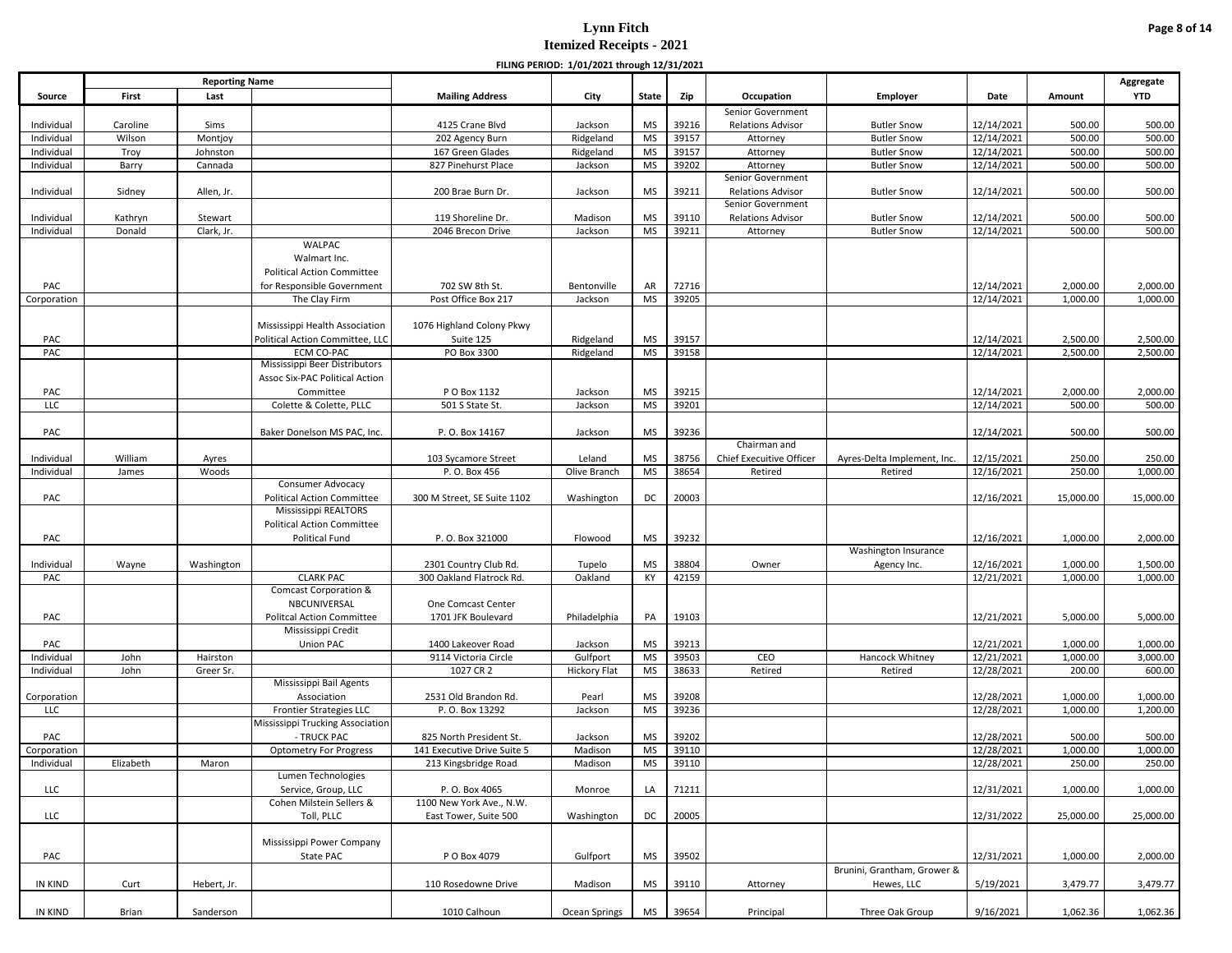# Lynn Fitch
## Itemized Receipts - 2021

**FILING PERIOD: 1/01/2021 through 12/31/2021**

| Source | Reporting Name First | Last | | Mailing Address | City | State | Zip | Occupation | Employer | Date | Amount | Aggregate YTD |
|---|---|---|---|---|---|---|---|---|---|---|---|---|
| Individual | Caroline | Sims | | 4125 Crane Blvd | Jackson | MS | 39216 | Senior Government Relations Advisor | Butler Snow | 12/14/2021 | 500.00 | 500.00 |
| Individual | Wilson | Montjoy | | 202 Agency Burn | Ridgeland | MS | 39157 | Attorney | Butler Snow | 12/14/2021 | 500.00 | 500.00 |
| Individual | Troy | Johnston | | 167 Green Glades | Ridgeland | MS | 39157 | Attorney | Butler Snow | 12/14/2021 | 500.00 | 500.00 |
| Individual | Barry | Cannada | | 827 Pinehurst Place | Jackson | MS | 39202 | Attorney | Butler Snow | 12/14/2021 | 500.00 | 500.00 |
| Individual | Sidney | Allen, Jr. | | 200 Brae Burn Dr. | Jackson | MS | 39211 | Senior Government Relations Advisor | Butler Snow | 12/14/2021 | 500.00 | 500.00 |
| Individual | Kathryn | Stewart | | 119 Shoreline Dr. | Madison | MS | 39110 | Senior Government Relations Advisor | Butler Snow | 12/14/2021 | 500.00 | 500.00 |
| Individual | Donald | Clark, Jr. | | 2046 Brecon Drive | Jackson | MS | 39211 | Attorney | Butler Snow | 12/14/2021 | 500.00 | 500.00 |
| PAC | | | WALPAC Walmart Inc. Political Action Committee for Responsible Government | 702 SW 8th St. | Bentonville | AR | 72716 | | | 12/14/2021 | 2,000.00 | 2,000.00 |
| Corporation | | | The Clay Firm | Post Office Box 217 | Jackson | MS | 39205 | | | 12/14/2021 | 1,000.00 | 1,000.00 |
| PAC | | | Mississippi Health Association Political Action Committee, LLC | 1076 Highland Colony Pkwy Suite 125 | Ridgeland | MS | 39157 | | | 12/14/2021 | 2,500.00 | 2,500.00 |
| PAC | | | ECM CO-PAC | PO Box 3300 | Ridgeland | MS | 39158 | | | 12/14/2021 | 2,500.00 | 2,500.00 |
| PAC | | | Mississippi Beer Distributors Assoc Six-PAC Political Action Committee | P O Box 1132 | Jackson | MS | 39215 | | | 12/14/2021 | 2,000.00 | 2,000.00 |
| LLC | | | Colette & Colette, PLLC | 501 S State St. | Jackson | MS | 39201 | | | 12/14/2021 | 500.00 | 500.00 |
| PAC | | | Baker Donelson MS PAC, Inc. | P. O. Box 14167 | Jackson | MS | 39236 | | | 12/14/2021 | 500.00 | 500.00 |
| Individual | William | Ayres | | 103 Sycamore Street | Leland | MS | 38756 | Chairman and Chief Execuitive Officer | Ayres-Delta Implement, Inc. | 12/15/2021 | 250.00 | 250.00 |
| Individual | James | Woods | | P. O. Box 456 | Olive Branch | MS | 38654 | Retired | Retired | 12/16/2021 | 250.00 | 1,000.00 |
| PAC | | | Consumer Advocacy Political Action Committee | 300 M Street, SE Suite 1102 | Washington | DC | 20003 | | | 12/16/2021 | 15,000.00 | 15,000.00 |
| PAC | | | Mississippi REALTORS Political Action Committee Political Fund | P. O. Box 321000 | Flowood | MS | 39232 | | | 12/16/2021 | 1,000.00 | 2,000.00 |
| Individual | Wayne | Washington | | 2301 Country Club Rd. | Tupelo | MS | 38804 | Owner | Washington Insurance Agency Inc. | 12/16/2021 | 1,000.00 | 1,500.00 |
| PAC | | | CLARK PAC | 300 Oakland Flatrock Rd. | Oakland | KY | 42159 | | | 12/21/2021 | 1,000.00 | 1,000.00 |
| PAC | | | Comcast Corporation & NBCUNIVERSAL Politcal Action Committee | One Comcast Center 1701 JFK Boulevard | Philadelphia | PA | 19103 | | | 12/21/2021 | 5,000.00 | 5,000.00 |
| PAC | | | Mississippi Credit Union PAC | 1400 Lakeover Road | Jackson | MS | 39213 | | | 12/21/2021 | 1,000.00 | 1,000.00 |
| Individual | John | Hairston | | 9114 Victoria Circle | Gulfport | MS | 39503 | CEO | Hancock Whitney | 12/21/2021 | 1,000.00 | 3,000.00 |
| Individual | John | Greer Sr. | | 1027 CR 2 | Hickory Flat | MS | 38633 | Retired | Retired | 12/28/2021 | 200.00 | 600.00 |
| Corporation | | | Mississippi Bail Agents Association | 2531 Old Brandon Rd. | Pearl | MS | 39208 | | | 12/28/2021 | 1,000.00 | 1,000.00 |
| LLC | | | Frontier Strategies LLC | P. O. Box 13292 | Jackson | MS | 39236 | | | 12/28/2021 | 1,000.00 | 1,200.00 |
| PAC | | | Mississippi Trucking Association - TRUCK PAC | 825 North President St. | Jackson | MS | 39202 | | | 12/28/2021 | 500.00 | 500.00 |
| Corporation | | | Optometry For Progress | 141 Executive Drive Suite 5 | Madison | MS | 39110 | | | 12/28/2021 | 1,000.00 | 1,000.00 |
| Individual | Elizabeth | Maron | | 213 Kingsbridge Road | Madison | MS | 39110 | | | 12/28/2021 | 250.00 | 250.00 |
| LLC | | | Lumen Technologies Service, Group, LLC | P. O. Box 4065 | Monroe | LA | 71211 | | | 12/31/2021 | 1,000.00 | 1,000.00 |
| LLC | | | Cohen Milstein Sellers & Toll, PLLC | 1100 New York Ave., N.W. East Tower, Suite 500 | Washington | DC | 20005 | | | 12/31/2022 | 25,000.00 | 25,000.00 |
| PAC | | | Mississippi Power Company State PAC | P O Box 4079 | Gulfport | MS | 39502 | | | 12/31/2021 | 1,000.00 | 2,000.00 |
| IN KIND | Curt | Hebert, Jr. | | 110 Rosedowne Drive | Madison | MS | 39110 | Attorney | Brunini, Grantham, Grower & Hewes, LLC | 5/19/2021 | 3,479.77 | 3,479.77 |
| IN KIND | Brian | Sanderson | | 1010 Calhoun | Ocean Springs | MS | 39654 | Principal | Three Oak Group | 9/16/2021 | 1,062.36 | 1,062.36 |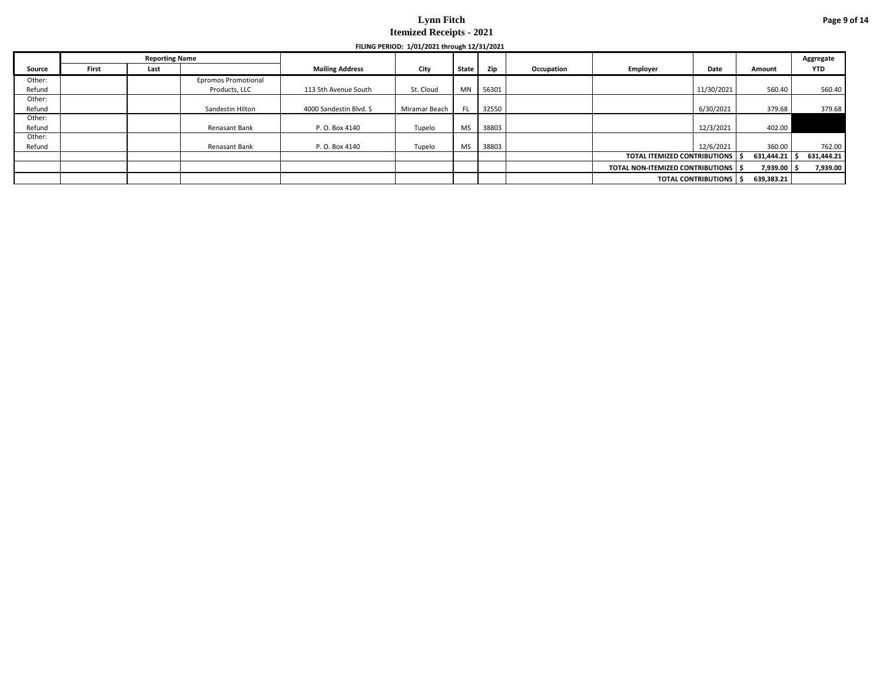# Lynn Fitch
## Itemized Receipts - 2021

**FILING PERIOD: 1/01/2021 through 12/31/2021**

| Source | Reporting Name | | | Mailing Address | City | State | Zip | Occupation | Employer | Date | Amount | Aggregate YTD |
|---|---|---|---|---|---|---|---|---|---|---|---|---|
| | First | Last | | | | | | | | | | |
| Other: Refund | | | Epromos Promotional Products, LLC | 113 5th Avenue South | St. Cloud | MN | 56301 | | | 11/30/2021 | 560.40 | 560.40 |
| Other: Refund | | | Sandestin Hilton | 4000 Sandestin Blvd. S | Miramar Beach | FL | 32550 | | | 6/30/2021 | 379.68 | 379.68 |
| Other: Refund | | | Renasant Bank | P. O. Box 4140 | Tupelo | MS | 38803 | | | 12/3/2021 | 402.00 | |
| Other: Refund | | | Renasant Bank | P. O. Box 4140 | Tupelo | MS | 38803 | | | 12/6/2021 | 360.00 | 762.00 |
| | | | | | | | | | TOTAL ITEMIZED CONTRIBUTIONS | | $ 631,444.21 | $ 631,444.21 |
| | | | | | | | | | TOTAL NON-ITEMIZED CONTRIBUTIONS | | $ 7,939.00 | $ 7,939.00 |
| | | | | | | | | | TOTAL CONTRIBUTIONS | | $ 639,383.21 | |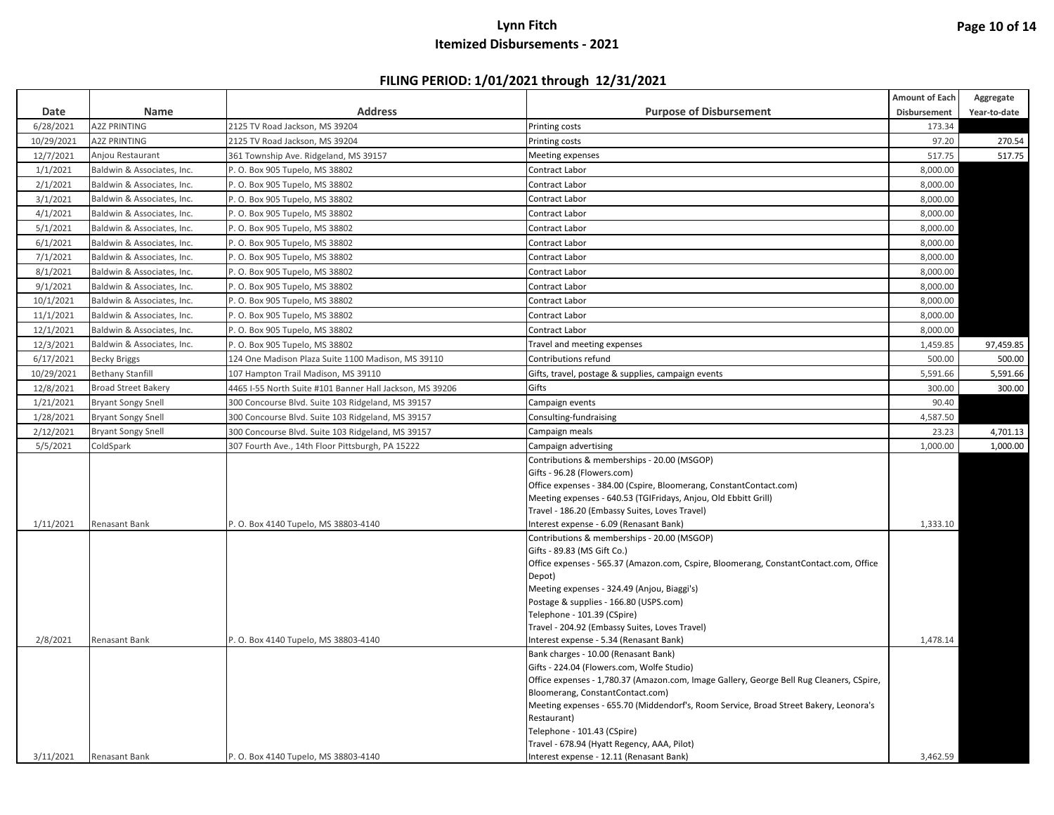# Lynn Fitch

## Itemized Disbursements - 2021

### FILING PERIOD: 1/01/2021 through 12/31/2021

| Date | Name | Address | Purpose of Disbursement | Amount of Each Disbursement | Aggregate Year-to-date |
|---|---|---|---|---|---|
| 6/28/2021 | A2Z PRINTING | 2125 TV Road Jackson, MS 39204 | Printing costs | 173.34 | |
| 10/29/2021 | A2Z PRINTING | 2125 TV Road Jackson, MS 39204 | Printing costs | 97.20 | 270.54 |
| 12/7/2021 | Anjou Restaurant | 361 Township Ave. Ridgeland, MS 39157 | Meeting expenses | 517.75 | 517.75 |
| 1/1/2021 | Baldwin & Associates, Inc. | P. O. Box 905 Tupelo, MS 38802 | Contract Labor | 8,000.00 | |
| 2/1/2021 | Baldwin & Associates, Inc. | P. O. Box 905 Tupelo, MS 38802 | Contract Labor | 8,000.00 | |
| 3/1/2021 | Baldwin & Associates, Inc. | P. O. Box 905 Tupelo, MS 38802 | Contract Labor | 8,000.00 | |
| 4/1/2021 | Baldwin & Associates, Inc. | P. O. Box 905 Tupelo, MS 38802 | Contract Labor | 8,000.00 | |
| 5/1/2021 | Baldwin & Associates, Inc. | P. O. Box 905 Tupelo, MS 38802 | Contract Labor | 8,000.00 | |
| 6/1/2021 | Baldwin & Associates, Inc. | P. O. Box 905 Tupelo, MS 38802 | Contract Labor | 8,000.00 | |
| 7/1/2021 | Baldwin & Associates, Inc. | P. O. Box 905 Tupelo, MS 38802 | Contract Labor | 8,000.00 | |
| 8/1/2021 | Baldwin & Associates, Inc. | P. O. Box 905 Tupelo, MS 38802 | Contract Labor | 8,000.00 | |
| 9/1/2021 | Baldwin & Associates, Inc. | P. O. Box 905 Tupelo, MS 38802 | Contract Labor | 8,000.00 | |
| 10/1/2021 | Baldwin & Associates, Inc. | P. O. Box 905 Tupelo, MS 38802 | Contract Labor | 8,000.00 | |
| 11/1/2021 | Baldwin & Associates, Inc. | P. O. Box 905 Tupelo, MS 38802 | Contract Labor | 8,000.00 | |
| 12/1/2021 | Baldwin & Associates, Inc. | P. O. Box 905 Tupelo, MS 38802 | Contract Labor | 8,000.00 | |
| 12/3/2021 | Baldwin & Associates, Inc. | P. O. Box 905 Tupelo, MS 38802 | Travel and meeting expenses | 1,459.85 | 97,459.85 |
| 6/17/2021 | Becky Briggs | 124 One Madison Plaza Suite 1100 Madison, MS 39110 | Contributions refund | 500.00 | 500.00 |
| 10/29/2021 | Bethany Stanfill | 107 Hampton Trail Madison, MS 39110 | Gifts, travel, postage & supplies, campaign events | 5,591.66 | 5,591.66 |
| 12/8/2021 | Broad Street Bakery | 4465 I-55 North Suite #101 Banner Hall Jackson, MS 39206 | Gifts | 300.00 | 300.00 |
| 1/21/2021 | Bryant Songy Snell | 300 Concourse Blvd. Suite 103 Ridgeland, MS 39157 | Campaign events | 90.40 | |
| 1/28/2021 | Bryant Songy Snell | 300 Concourse Blvd. Suite 103 Ridgeland, MS 39157 | Consulting-fundraising | 4,587.50 | |
| 2/12/2021 | Bryant Songy Snell | 300 Concourse Blvd. Suite 103 Ridgeland, MS 39157 | Campaign meals | 23.23 | 4,701.13 |
| 5/5/2021 | ColdSpark | 307 Fourth Ave., 14th Floor Pittsburgh, PA 15222 | Campaign advertising | 1,000.00 | 1,000.00 |
| 1/11/2021 | Renasant Bank | P. O. Box 4140 Tupelo, MS 38803-4140 | Contributions & memberships - 20.00 (MSGOP)<br>Gifts - 96.28 (Flowers.com)<br>Office expenses - 384.00 (Cspire, Bloomerang, ConstantContact.com)<br>Meeting expenses - 640.53 (TGIFridays, Anjou, Old Ebbitt Grill)<br>Travel - 186.20 (Embassy Suites, Loves Travel)<br>Interest expense - 6.09 (Renasant Bank) | 1,333.10 | |
| 2/8/2021 | Renasant Bank | P. O. Box 4140 Tupelo, MS 38803-4140 | Contributions & memberships - 20.00 (MSGOP)<br>Gifts - 89.83 (MS Gift Co.)<br>Office expenses - 565.37 (Amazon.com, Cspire, Bloomerang, ConstantContact.com, Office Depot)<br>Meeting expenses - 324.49 (Anjou, Biaggi's)<br>Postage & supplies - 166.80 (USPS.com)<br>Telephone - 101.39 (CSpire)<br>Travel - 204.92 (Embassy Suites, Loves Travel)<br>Interest expense - 5.34 (Renasant Bank) | 1,478.14 | |
| 3/11/2021 | Renasant Bank | P. O. Box 4140 Tupelo, MS 38803-4140 | Bank charges - 10.00 (Renasant Bank)<br>Gifts - 224.04 (Flowers.com, Wolfe Studio)<br>Office expenses - 1,780.37 (Amazon.com, Image Gallery, George Bell Rug Cleaners, CSpire, Bloomerang, ConstantContact.com)<br>Meeting expenses - 655.70 (Middendorf's, Room Service, Broad Street Bakery, Leonora's Restaurant)<br>Telephone - 101.43 (CSpire)<br>Travel - 678.94 (Hyatt Regency, AAA, Pilot)<br>Interest expense - 12.11 (Renasant Bank) | 3,462.59 | |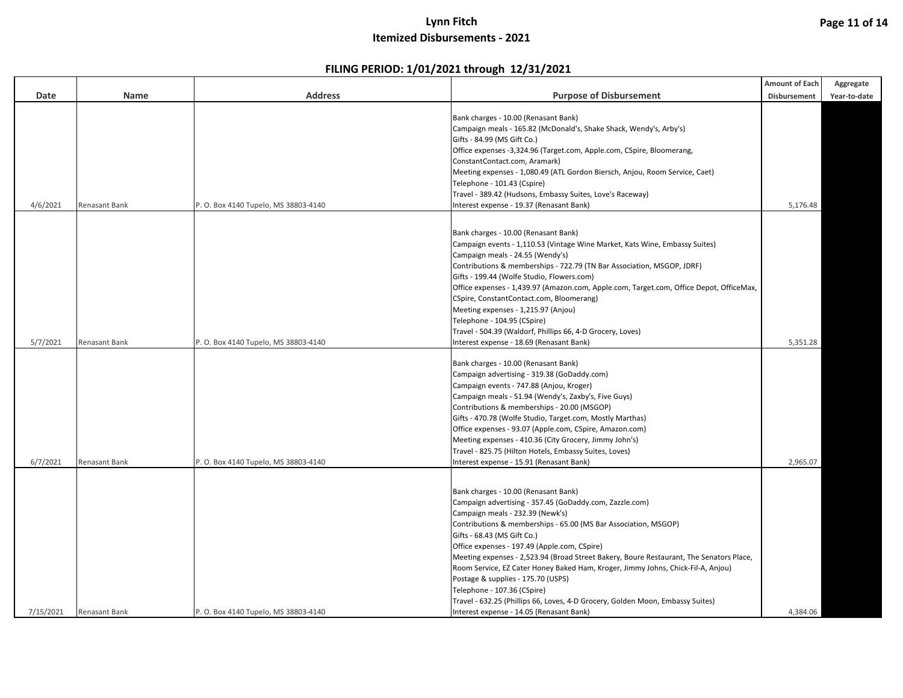# Lynn Fitch
## Itemized Disbursements - 2021

### FILING PERIOD: 1/01/2021 through 12/31/2021

| Date | Name | Address | Purpose of Disbursement | Amount of Each Disbursement | Aggregate Year-to-date |
|---|---|---|---|---|---|
| 4/6/2021 | Renasant Bank | P. O. Box 4140 Tupelo, MS 38803-4140 | Bank charges - 10.00 (Renasant Bank)<br>Campaign meals - 165.82 (McDonald's, Shake Shack, Wendy's, Arby's)<br>Gifts - 84.99 (MS Gift Co.)<br>Office expenses -3,324.96 (Target.com, Apple.com, CSpire, Bloomerang, ConstantContact.com, Aramark)<br>Meeting expenses - 1,080.49 (ATL Gordon Biersch, Anjou, Room Service, Caet)<br>Telephone - 101.43 (Cspire)<br>Travel - 389.42 (Hudsons, Embassy Suites, Love's Raceway)<br>Interest expense - 19.37 (Renasant Bank) | 5,176.48 | |
| 5/7/2021 | Renasant Bank | P. O. Box 4140 Tupelo, MS 38803-4140 | Bank charges - 10.00 (Renasant Bank)<br>Campaign events - 1,110.53 (Vintage Wine Market, Kats Wine, Embassy Suites)<br>Campaign meals - 24.55 (Wendy's)<br>Contributions & memberships - 722.79 (TN Bar Association, MSGOP, JDRF)<br>Gifts - 199.44 (Wolfe Studio, Flowers.com)<br>Office expenses - 1,439.97 (Amazon.com, Apple.com, Target.com, Office Depot, OfficeMax, CSpire, ConstantContact.com, Bloomerang)<br>Meeting expenses - 1,215.97 (Anjou)<br>Telephone - 104.95 (CSpire)<br>Travel - 504.39 (Waldorf, Phillips 66, 4-D Grocery, Loves)<br>Interest expense - 18.69 (Renasant Bank) | 5,351.28 | |
| 6/7/2021 | Renasant Bank | P. O. Box 4140 Tupelo, MS 38803-4140 | Bank charges - 10.00 (Renasant Bank)<br>Campaign advertising - 319.38 (GoDaddy.com)<br>Campaign events - 747.88 (Anjou, Kroger)<br>Campaign meals - 51.94 (Wendy's, Zaxby's, Five Guys)<br>Contributions & memberships - 20.00 (MSGOP)<br>Gifts - 470.78 (Wolfe Studio, Target.com, Mostly Marthas)<br>Office expenses - 93.07 (Apple.com, CSpire, Amazon.com)<br>Meeting expenses - 410.36 (City Grocery, Jimmy John's)<br>Travel - 825.75 (Hilton Hotels, Embassy Suites, Loves)<br>Interest expense - 15.91 (Renasant Bank) | 2,965.07 | |
| 7/15/2021 | Renasant Bank | P. O. Box 4140 Tupelo, MS 38803-4140 | Bank charges - 10.00 (Renasant Bank)<br>Campaign advertising - 357.45 (GoDaddy.com, Zazzle.com)<br>Campaign meals - 232.39 (Newk's)<br>Contributions & memberships - 65.00 (MS Bar Association, MSGOP)<br>Gifts - 68.43 (MS Gift Co.)<br>Office expenses - 197.49 (Apple.com, CSpire)<br>Meeting expenses - 2,523.94 (Broad Street Bakery, Boure Restaurant, The Senators Place, Room Service, EZ Cater Honey Baked Ham, Kroger, Jimmy Johns, Chick-Fil-A, Anjou)<br>Postage & supplies - 175.70 (USPS)<br>Telephone - 107.36 (CSpire)<br>Travel - 632.25 (Phillips 66, Loves, 4-D Grocery, Golden Moon, Embassy Suites)<br>Interest expense - 14.05 (Renasant Bank) | 4,384.06 | |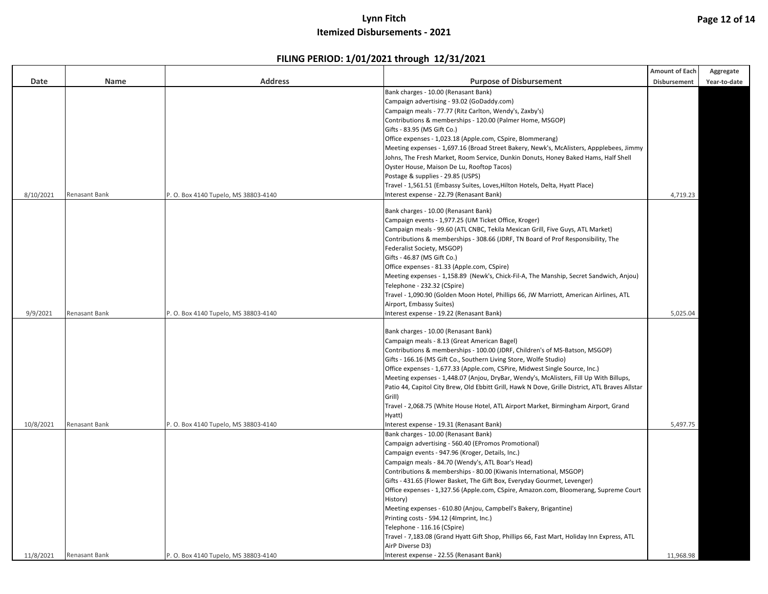# Lynn Fitch
## Itemized Disbursements - 2021

### FILING PERIOD: 1/01/2021 through 12/31/2021

| Date | Name | Address | Purpose of Disbursement | Amount of Each Disbursement | Aggregate Year-to-date |
|---|---|---|---|---|---|
| 8/10/2021 | Renasant Bank | P. O. Box 4140 Tupelo, MS 38803-4140 | Bank charges - 10.00 (Renasant Bank)<br>Campaign advertising - 93.02 (GoDaddy.com)<br>Campaign meals - 77.77 (Ritz Carlton, Wendy's, Zaxby's)<br>Contributions & memberships - 120.00 (Palmer Home, MSGOP)<br>Gifts - 83.95 (MS Gift Co.)<br>Office expenses - 1,023.18 (Apple.com, CSpire, Blommerang)<br>Meeting expenses - 1,697.16 (Broad Street Bakery, Newk's, McAlisters, Appplebees, Jimmy Johns, The Fresh Market, Room Service, Dunkin Donuts, Honey Baked Hams, Half Shell Oyster House, Maison De Lu, Rooftop Tacos)<br>Postage & supplies - 29.85 (USPS)<br>Travel - 1,561.51 (Embassy Suites, Loves,Hilton Hotels, Delta, Hyatt Place)<br>Interest expense - 22.79 (Renasant Bank) | 4,719.23 | |
| 9/9/2021 | Renasant Bank | P. O. Box 4140 Tupelo, MS 38803-4140 | Bank charges - 10.00 (Renasant Bank)<br>Campaign events - 1,977.25 (UM Ticket Office, Kroger)<br>Campaign meals - 99.60 (ATL CNBC, Tekila Mexican Grill, Five Guys, ATL Market)<br>Contributions & memberships - 308.66 (JDRF, TN Board of Prof Responsibility, The Federalist Society, MSGOP)<br>Gifts - 46.87 (MS Gift Co.)<br>Office expenses - 81.33 (Apple.com, CSpire)<br>Meeting expenses - 1,158.89 (Newk's, Chick-Fil-A, The Manship, Secret Sandwich, Anjou)<br>Telephone - 232.32 (CSpire)<br>Travel - 1,090.90 (Golden Moon Hotel, Phillips 66, JW Marriott, American Airlines, ATL Airport, Embassy Suites)<br>Interest expense - 19.22 (Renasant Bank) | 5,025.04 | |
| 10/8/2021 | Renasant Bank | P. O. Box 4140 Tupelo, MS 38803-4140 | Bank charges - 10.00 (Renasant Bank)<br>Campaign meals - 8.13 (Great American Bagel)<br>Contributions & memberships - 100.00 (JDRF, Children's of MS-Batson, MSGOP)<br>Gifts - 166.16 (MS Gift Co., Southern Living Store, Wolfe Studio)<br>Office expenses - 1,677.33 (Apple.com, CSPire, Midwest Single Source, Inc.)<br>Meeting expenses - 1,448.07 (Anjou, DryBar, Wendy's, McAlisters, Fill Up With Billups, Patio 44, Capitol City Brew, Old Ebbitt Grill, Hawk N Dove, Grille District, ATL Braves Allstar Grill)<br>Travel - 2,068.75 (White House Hotel, ATL Airport Market, Birmingham Airport, Grand Hyatt)<br>Interest expense - 19.31 (Renasant Bank) | 5,497.75 | |
| 11/8/2021 | Renasant Bank | P. O. Box 4140 Tupelo, MS 38803-4140 | Bank charges - 10.00 (Renasant Bank)<br>Campaign advertising - 560.40 (EPromos Promotional)<br>Campaign events - 947.96 (Kroger, Details, Inc.)<br>Campaign meals - 84.70 (Wendy's, ATL Boar's Head)<br>Contributions & memberships - 80.00 (Kiwanis International, MSGOP)<br>Gifts - 431.65 (Flower Basket, The Gift Box, Everyday Gourmet, Levenger)<br>Office expenses - 1,327.56 (Apple.com, CSpire, Amazon.com, Bloomerang, Supreme Court History)<br>Meeting expenses - 610.80 (Anjou, Campbell's Bakery, Brigantine)<br>Printing costs - 594.12 (4Imprint, Inc.)<br>Telephone - 116.16 (CSpire)<br>Travel - 7,183.08 (Grand Hyatt Gift Shop, Phillips 66, Fast Mart, Holiday Inn Express, ATL AirP Diverse D3)<br>Interest expense - 22.55 (Renasant Bank) | 11,968.98 | |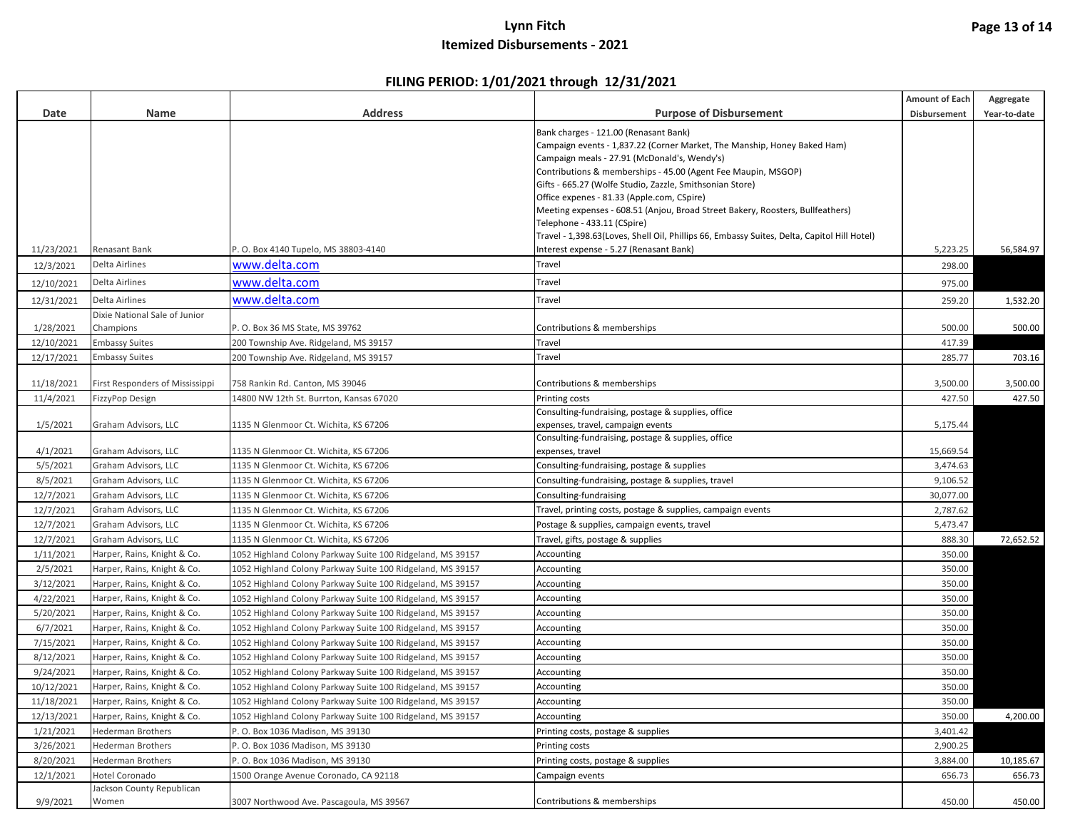# Lynn Fitch

## Itemized Disbursements - 2021

### FILING PERIOD: 1/01/2021 through 12/31/2021

| Date | Name | Address | Purpose of Disbursement | Amount of Each Disbursement | Aggregate Year-to-date |
|---|---|---|---|---|---|
| 11/23/2021 | Renasant Bank | P. O. Box 4140 Tupelo, MS 38803-4140 | Bank charges - 121.00 (Renasant Bank)<br>Campaign events - 1,837.22 (Corner Market, The Manship, Honey Baked Ham)<br>Campaign meals - 27.91 (McDonald's, Wendy's)<br>Contributions & memberships - 45.00 (Agent Fee Maupin, MSGOP)<br>Gifts - 665.27 (Wolfe Studio, Zazzle, Smithsonian Store)<br>Office expenes - 81.33 (Apple.com, CSpire)<br>Meeting expenses - 608.51 (Anjou, Broad Street Bakery, Roosters, Bullfeathers)<br>Telephone - 433.11 (CSpire)<br>Travel - 1,398.63(Loves, Shell Oil, Phillips 66, Embassy Suites, Delta, Capitol Hill Hotel)<br>Interest expense - 5.27 (Renasant Bank) | 5,223.25 | 56,584.97 |
| 12/3/2021 | Delta Airlines | www.delta.com | Travel | 298.00 | |
| 12/10/2021 | Delta Airlines | www.delta.com | Travel | 975.00 | |
| 12/31/2021 | Delta Airlines | www.delta.com | Travel | 259.20 | 1,532.20 |
| 1/28/2021 | Dixie National Sale of Junior Champions | P. O. Box 36 MS State, MS 39762 | Contributions & memberships | 500.00 | 500.00 |
| 12/10/2021 | Embassy Suites | 200 Township Ave. Ridgeland, MS 39157 | Travel | 417.39 | |
| 12/17/2021 | Embassy Suites | 200 Township Ave. Ridgeland, MS 39157 | Travel | 285.77 | 703.16 |
| 11/18/2021 | First Responders of Mississippi | 758 Rankin Rd. Canton, MS 39046 | Contributions & memberships | 3,500.00 | 3,500.00 |
| 11/4/2021 | FizzyPop Design | 14800 NW 12th St. Burrton, Kansas 67020 | Printing costs | 427.50 | 427.50 |
| 1/5/2021 | Graham Advisors, LLC | 1135 N Glenmoor Ct. Wichita, KS 67206 | Consulting-fundraising, postage & supplies, office expenses, travel, campaign events | 5,175.44 | |
| 4/1/2021 | Graham Advisors, LLC | 1135 N Glenmoor Ct. Wichita, KS 67206 | Consulting-fundraising, postage & supplies, office expenses, travel | 15,669.54 | |
| 5/5/2021 | Graham Advisors, LLC | 1135 N Glenmoor Ct. Wichita, KS 67206 | Consulting-fundraising, postage & supplies | 3,474.63 | |
| 8/5/2021 | Graham Advisors, LLC | 1135 N Glenmoor Ct. Wichita, KS 67206 | Consulting-fundraising, postage & supplies, travel | 9,106.52 | |
| 12/7/2021 | Graham Advisors, LLC | 1135 N Glenmoor Ct. Wichita, KS 67206 | Consulting-fundraising | 30,077.00 | |
| 12/7/2021 | Graham Advisors, LLC | 1135 N Glenmoor Ct. Wichita, KS 67206 | Travel, printing costs, postage & supplies, campaign events | 2,787.62 | |
| 12/7/2021 | Graham Advisors, LLC | 1135 N Glenmoor Ct. Wichita, KS 67206 | Postage & supplies, campaign events, travel | 5,473.47 | |
| 12/7/2021 | Graham Advisors, LLC | 1135 N Glenmoor Ct. Wichita, KS 67206 | Travel, gifts, postage & supplies | 888.30 | 72,652.52 |
| 1/11/2021 | Harper, Rains, Knight & Co. | 1052 Highland Colony Parkway Suite 100 Ridgeland, MS 39157 | Accounting | 350.00 | |
| 2/5/2021 | Harper, Rains, Knight & Co. | 1052 Highland Colony Parkway Suite 100 Ridgeland, MS 39157 | Accounting | 350.00 | |
| 3/12/2021 | Harper, Rains, Knight & Co. | 1052 Highland Colony Parkway Suite 100 Ridgeland, MS 39157 | Accounting | 350.00 | |
| 4/22/2021 | Harper, Rains, Knight & Co. | 1052 Highland Colony Parkway Suite 100 Ridgeland, MS 39157 | Accounting | 350.00 | |
| 5/20/2021 | Harper, Rains, Knight & Co. | 1052 Highland Colony Parkway Suite 100 Ridgeland, MS 39157 | Accounting | 350.00 | |
| 6/7/2021 | Harper, Rains, Knight & Co. | 1052 Highland Colony Parkway Suite 100 Ridgeland, MS 39157 | Accounting | 350.00 | |
| 7/15/2021 | Harper, Rains, Knight & Co. | 1052 Highland Colony Parkway Suite 100 Ridgeland, MS 39157 | Accounting | 350.00 | |
| 8/12/2021 | Harper, Rains, Knight & Co. | 1052 Highland Colony Parkway Suite 100 Ridgeland, MS 39157 | Accounting | 350.00 | |
| 9/24/2021 | Harper, Rains, Knight & Co. | 1052 Highland Colony Parkway Suite 100 Ridgeland, MS 39157 | Accounting | 350.00 | |
| 10/12/2021 | Harper, Rains, Knight & Co. | 1052 Highland Colony Parkway Suite 100 Ridgeland, MS 39157 | Accounting | 350.00 | |
| 11/18/2021 | Harper, Rains, Knight & Co. | 1052 Highland Colony Parkway Suite 100 Ridgeland, MS 39157 | Accounting | 350.00 | |
| 12/13/2021 | Harper, Rains, Knight & Co. | 1052 Highland Colony Parkway Suite 100 Ridgeland, MS 39157 | Accounting | 350.00 | 4,200.00 |
| 1/21/2021 | Hederman Brothers | P. O. Box 1036 Madison, MS 39130 | Printing costs, postage & supplies | 3,401.42 | |
| 3/26/2021 | Hederman Brothers | P. O. Box 1036 Madison, MS 39130 | Printing costs | 2,900.25 | |
| 8/20/2021 | Hederman Brothers | P. O. Box 1036 Madison, MS 39130 | Printing costs, postage & supplies | 3,884.00 | 10,185.67 |
| 12/1/2021 | Hotel Coronado | 1500 Orange Avenue Coronado, CA 92118 | Campaign events | 656.73 | 656.73 |
| 9/9/2021 | Jackson County Republican Women | 3007 Northwood Ave. Pascagoula, MS 39567 | Contributions & memberships | 450.00 | 450.00 |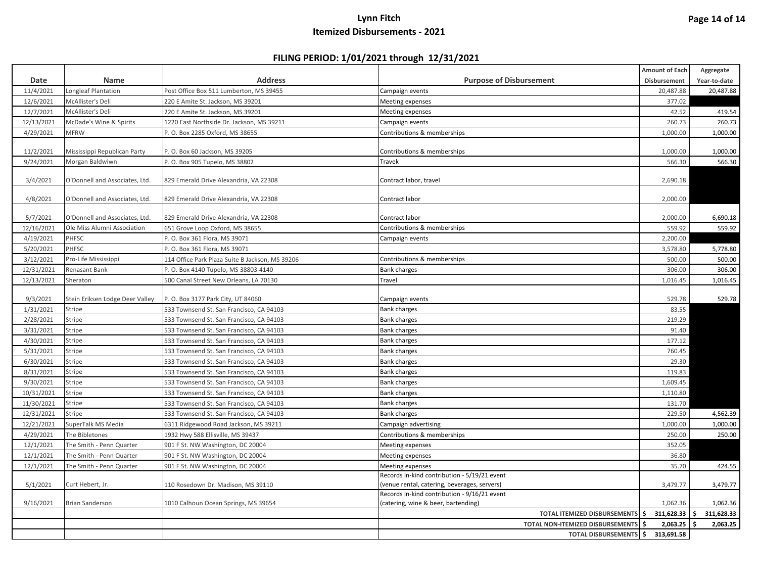# Lynn Fitch

## Itemized Disbursements - 2021

### FILING PERIOD: 1/01/2021 through 12/31/2021

| Date | Name | Address | Purpose of Disbursement | Amount of Each Disbursement | Aggregate Year-to-date |
|---|---|---|---|---|---|
| 11/4/2021 | Longleaf Plantation | Post Office Box 511 Lumberton, MS 39455 | Campaign events | 20,487.88 | 20,487.88 |
| 12/6/2021 | McAllister's Deli | 220 E Amite St. Jackson, MS 39201 | Meeting expenses | 377.02 | |
| 12/7/2021 | McAllister's Deli | 220 E Amite St. Jackson, MS 39201 | Meeting expenses | 42.52 | 419.54 |
| 12/13/2021 | McDade's Wine & Spirits | 1220 East Northside Dr. Jackson, MS 39211 | Campaign events | 260.73 | 260.73 |
| 4/29/2021 | MFRW | P. O. Box 2285 Oxford, MS 38655 | Contributions & memberships | 1,000.00 | 1,000.00 |
| 11/2/2021 | Mississippi Republican Party | P. O. Box 60 Jackson, MS 39205 | Contributions & memberships | 1,000.00 | 1,000.00 |
| 9/24/2021 | Morgan Baldwiwn | P. O. Box 905 Tupelo, MS 38802 | Travek | 566.30 | 566.30 |
| 3/4/2021 | O'Donnell and Associates, Ltd. | 829 Emerald Drive Alexandria, VA 22308 | Contract labor, travel | 2,690.18 | |
| 4/8/2021 | O'Donnell and Associates, Ltd. | 829 Emerald Drive Alexandria, VA 22308 | Contract labor | 2,000.00 | |
| 5/7/2021 | O'Donnell and Associates, Ltd. | 829 Emerald Drive Alexandria, VA 22308 | Contract labor | 2,000.00 | 6,690.18 |
| 12/16/2021 | Ole Miss Alumni Association | 651 Grove Loop Oxford, MS 38655 | Contributions & memberships | 559.92 | 559.92 |
| 4/19/2021 | PHFSC | P. O. Box 361 Flora, MS 39071 | Campaign events | 2,200.00 | |
| 5/20/2021 | PHFSC | P. O. Box 361 Flora, MS 39071 | | 3,578.80 | 5,778.80 |
| 3/12/2021 | Pro-Life Mississippi | 114 Office Park Plaza Suite B Jackson, MS 39206 | Contributions & memberships | 500.00 | 500.00 |
| 12/31/2021 | Renasant Bank | P. O. Box 4140 Tupelo, MS 38803-4140 | Bank charges | 306.00 | 306.00 |
| 12/13/2021 | Sheraton | 500 Canal Street New Orleans, LA 70130 | Travel | 1,016.45 | 1,016.45 |
| 9/3/2021 | Stein Eriksen Lodge Deer Valley | P. O. Box 3177 Park City, UT 84060 | Campaign events | 529.78 | 529.78 |
| 1/31/2021 | Stripe | 533 Townsend St. San Francisco, CA 94103 | Bank charges | 83.55 | |
| 2/28/2021 | Stripe | 533 Townsend St. San Francisco, CA 94103 | Bank charges | 219.29 | |
| 3/31/2021 | Stripe | 533 Townsend St. San Francisco, CA 94103 | Bank charges | 91.40 | |
| 4/30/2021 | Stripe | 533 Townsend St. San Francisco, CA 94103 | Bank charges | 177.12 | |
| 5/31/2021 | Stripe | 533 Townsend St. San Francisco, CA 94103 | Bank charges | 760.45 | |
| 6/30/2021 | Stripe | 533 Townsend St. San Francisco, CA 94103 | Bank charges | 29.30 | |
| 8/31/2021 | Stripe | 533 Townsend St. San Francisco, CA 94103 | Bank charges | 119.83 | |
| 9/30/2021 | Stripe | 533 Townsend St. San Francisco, CA 94103 | Bank charges | 1,609.45 | |
| 10/31/2021 | Stripe | 533 Townsend St. San Francisco, CA 94103 | Bank charges | 1,110.80 | |
| 11/30/2021 | Stripe | 533 Townsend St. San Francisco, CA 94103 | Bank charges | 131.70 | |
| 12/31/2021 | Stripe | 533 Townsend St. San Francisco, CA 94103 | Bank charges | 229.50 | 4,562.39 |
| 12/21/2021 | SuperTalk MS Media | 6311 Ridgewood Road Jackson, MS 39211 | Campaign advertising | 1,000.00 | 1,000.00 |
| 4/29/2021 | The Bibletones | 1932 Hwy 588 Ellisville, MS 39437 | Contributions & memberships | 250.00 | 250.00 |
| 12/1/2021 | The Smith - Penn Quarter | 901 F St. NW Washington, DC 20004 | Meeting expenses | 352.05 | |
| 12/1/2021 | The Smith - Penn Quarter | 901 F St. NW Washington, DC 20004 | Meeting expenses | 36.80 | |
| 12/1/2021 | The Smith - Penn Quarter | 901 F St. NW Washington, DC 20004 | Meeting expenses | 35.70 | 424.55 |
| 5/1/2021 | Curt Hebert, Jr. | 110 Rosedown Dr. Madison, MS 39110 | Records In-kind contribution - 5/19/21 event (venue rental, catering, beverages, servers) | 3,479.77 | 3,479.77 |
| 9/16/2021 | Brian Sanderson | 1010 Calhoun Ocean Springs, MS 39654 | Records In-kind contribution - 9/16/21 event (catering, wine & beer, bartending) | 1,062.36 | 1,062.36 |
| | | | **TOTAL ITEMIZED DISBURSEMENTS** | **$ 311,628.33** | **$ 311,628.33** |
| | | | **TOTAL NON-ITEMIZED DISBURSEMENTS** | **$ 2,063.25** | **$ 2,063.25** |
| | | | **TOTAL DISBURSEMENTS** | **$ 313,691.58** | |